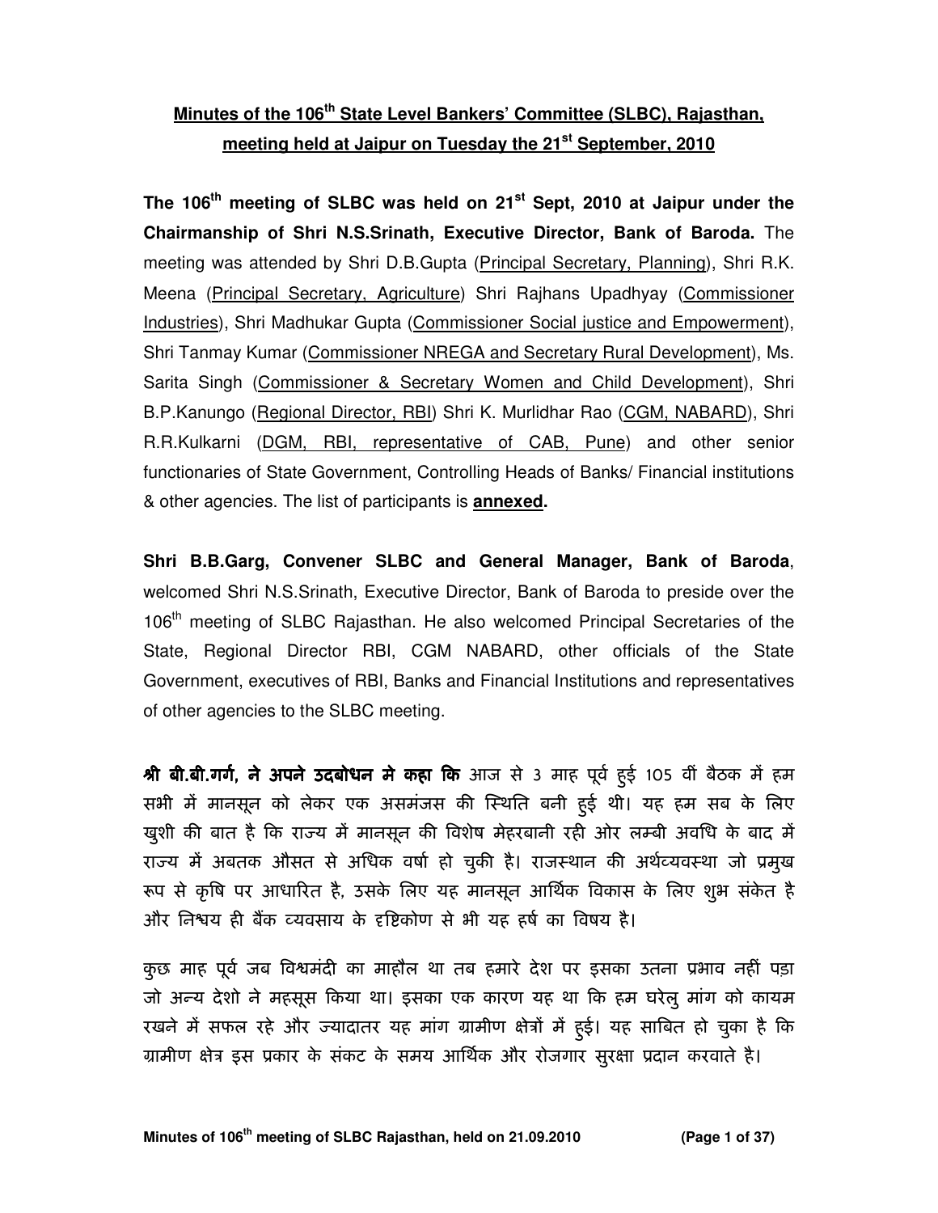**<u>Minutes of the 106th State Level Bankers' Committee (SLBC), Rajasthan, meeting held at Jaipur on Tuesday the 21st September, 2010</u>**

**The 106th meeting of SLBC was held on 21st Sept, 2010 at Jaipur under the Chairmanship of Shri N.S.Srinath, Executive Director, Bank of Baroda.** The meeting was attended by Shri D.B.Gupta (<u>Principal Secretary, Planning</u>), Shri R.K. Meena (<u>Principal Secretary, Agriculture</u>) Shri Rajhans Upadhyay (<u>Commissioner Industries</u>), Shri Madhukar Gupta (<u>Commissioner Social justice and Empowerment</u>), Shri Tanmay Kumar (<u>Commissioner NREGA and Secretary Rural Development</u>), Ms. Sarita Singh (<u>Commissioner & Secretary Women and Child Development</u>), Shri B.P.Kanungo (<u>Regional Director, RBI</u>) Shri K. Murlidhar Rao (<u>CGM, NABARD</u>), Shri R.R.Kulkarni (<u>DGM, RBI, representative of CAB, Pune</u>) and other senior functionaries of State Government, Controlling Heads of Banks/ Financial institutions & other agencies. The list of participants is **<u>annexed</u>.**

**Shri B.B.Garg, Convener SLBC and General Manager, Bank of Baroda**, welcomed Shri N.S.Srinath, Executive Director, Bank of Baroda to preside over the 106th meeting of SLBC Rajasthan. He also welcomed Principal Secretaries of the State, Regional Director RBI, CGM NABARD, other officials of the State Government, executives of RBI, Banks and Financial Institutions and representatives of other agencies to the SLBC meeting.

**श्री बी.बी.गर्ग, ने अपने उदबोधन मे कहा कि** आज से 3 माह पूर्व हुई 105 वीं बैठक में हम सभी में मानसून को लेकर एक असमंजस की स्थिति बनी हुई थी। यह हम सब के लिए खुशी की बात है कि राज्य में मानसून की विशेष मेहरबानी रही ओर लम्बी अवधि के बाद में राज्य में अबतक औसत से अधिक वर्षा हो चुकी है। राजस्थान की अर्थव्यवस्था जो प्रमुख रूप से कृषि पर आधारित है, उसके लिए यह मानसून आर्थिक विकास के लिए शुभ संकेत है और निश्चय ही बैंक व्यवसाय के दृष्टिकोण से भी यह हर्ष का विषय है।

कुछ माह पूर्व जब विश्वमंदी का माहौल था तब हमारे देश पर इसका उतना प्रभाव नहीं पड़ा जो अन्य देशो ने महसूस किया था। इसका एक कारण यह था कि हम घरेलु मांग को कायम रखने में सफल रहे और ज्यादातर यह मांग ग्रामीण क्षेत्रों में हुई। यह साबित हो चुका है कि ग्रामीण क्षेत्र इस प्रकार के संकट के समय आर्थिक और रोजगार सुरक्षा प्रदान करवाते है।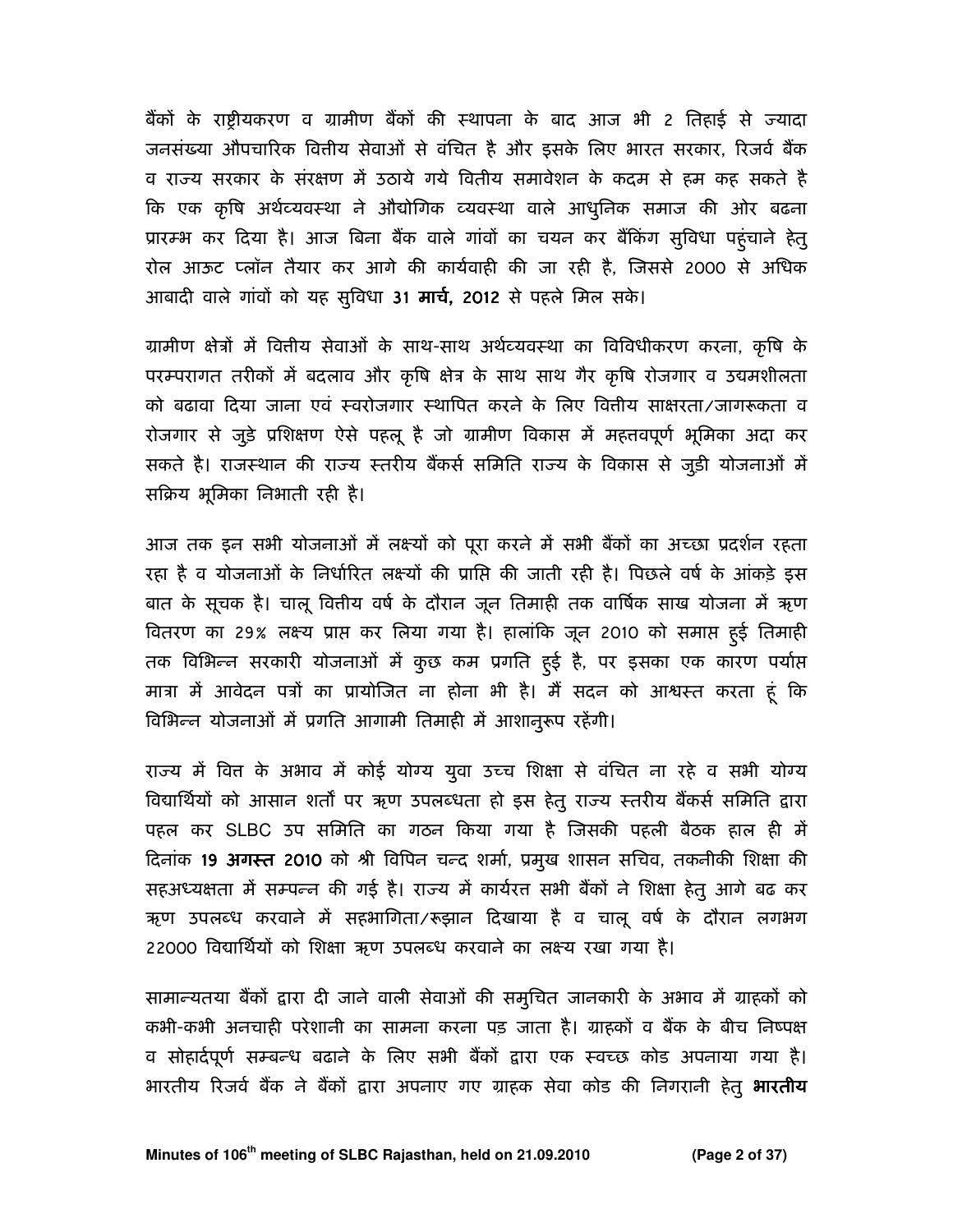बैंकों के राष्ट्रीयकरण व ग्रामीण बैंकों की स्थापना के बाद आज भी 2 तिहाई से ज्यादा जनसंख्या औपचारिक वित्तीय सेवाओं से वंचित है और इसके लिए भारत सरकार, रिजर्व बैंक व राज्य सरकार के संरक्षण में उठाये गये वित्तीय समावेशन के कदम से हम कह सकते है कि एक कृषि अर्थव्यवस्था ने औद्योगिक व्यवस्था वाले आधुनिक समाज की ओर बढना प्रारम्भ कर दिया है। आज बिना बैंक वाले गांवों का चयन कर बैंकिंग सुविधा पहुंचाने हेतु रोल आऊट प्लॉन तैयार कर आगे की कार्यवाही की जा रही है, जिससे 2000 से अधिक आबादी वाले गांवों को यह सुविधा **31 मार्च,** 2012 से पहले मिल सके।

ग्रामीण क्षेत्रों में वित्तीय सेवाओं के साथ-साथ अर्थव्यवस्था का विविधीकरण करना, कृषि के परम्परागत तरीकों में बदलाव और कृषि क्षेत्र के साथ साथ गैर कृषि रोजगार व उद्यमशीलता को बढावा दिया जाना एवं स्वरोजगार स्थापित करने के लिए वित्तीय साक्षरता/जागरूकता व रोजगार से जुडे प्रशिक्षण ऐसे पहलू है जो ग्रामीण विकास में महत्तवपूर्ण भूमिका अदा कर सकते है। राजस्थान की राज्य स्तरीय बैंकर्स समिति राज्य के विकास से जुडी योजनाओं में सक्रिय भूमिका निभाती रही है।

आज तक इन सभी योजनाओं में लक्ष्यों को पूरा करने में सभी बैंकों का अच्छा प्रदर्शन रहता रहा है व योजनाओं के निर्धारित लक्ष्यों की प्राप्ति की जाती रही है। पिछले वर्ष के आंकड़े इस बात के सूचक है। चालू वित्तीय वर्ष के दौरान जून तिमाही तक वार्षिक साख योजना में ऋण वितरण का 29% लक्ष्य प्राप्त कर लिया गया है। हालांकि जून 2010 को समाप्त हुई तिमाही तक विभिन्न सरकारी योजनाओं में कुछ कम प्रगति हुई है, पर इसका एक कारण पर्याप्त मात्रा में आवेदन पत्रों का प्रायोजित ना होना भी है। मैं सदन को आश्वस्त करता हूं कि विभिन्न योजनाओं में प्रगति आगामी तिमाही में आशानुरूप रहेंगी।

राज्य में वित्त के अभाव में कोई योग्य युवा उच्च शिक्षा से वंचित ना रहे व सभी योग्य विद्यार्थियों को आसान शर्तों पर ऋण उपलब्धता हो इस हेतु राज्य स्तरीय बैंकर्स समिति द्वारा पहल कर SLBC उप समिति का गठन किया गया है जिसकी पहली बैठक हाल ही में दिनांक **19 अगस्त** 2010 को श्री विपिन चन्द शर्मा, प्रमुख शासन सचिव, तकनीकी शिक्षा की सहअध्यक्षता में सम्पन्न की गई है। राज्य में कार्यरत सभी बैंकों ने शिक्षा हेतु आगे बढ कर ऋण उपलब्ध करवाने में सहभागिता/रूझान दिखाया है व चालू वर्ष के दौरान लगभग 22000 विद्यार्थियों को शिक्षा ऋण उपलब्ध करवाने का लक्ष्य रखा गया है।

सामान्यतया बैंकों द्वारा दी जाने वाली सेवाओं की समुचित जानकारी के अभाव में ग्राहकों को कभी-कभी अनचाही परेशानी का सामना करना पड़ जाता है। ग्राहकों व बैंक के बीच निष्पक्ष व सोहार्दपूर्ण सम्बन्ध बढाने के लिए सभी बैंकों द्वारा एक स्वच्छ कोड अपनाया गया है। भारतीय रिजर्व बैंक ने बैंकों द्वारा अपनाए गए ग्राहक सेवा कोड की निगरानी हेतु **भारतीय**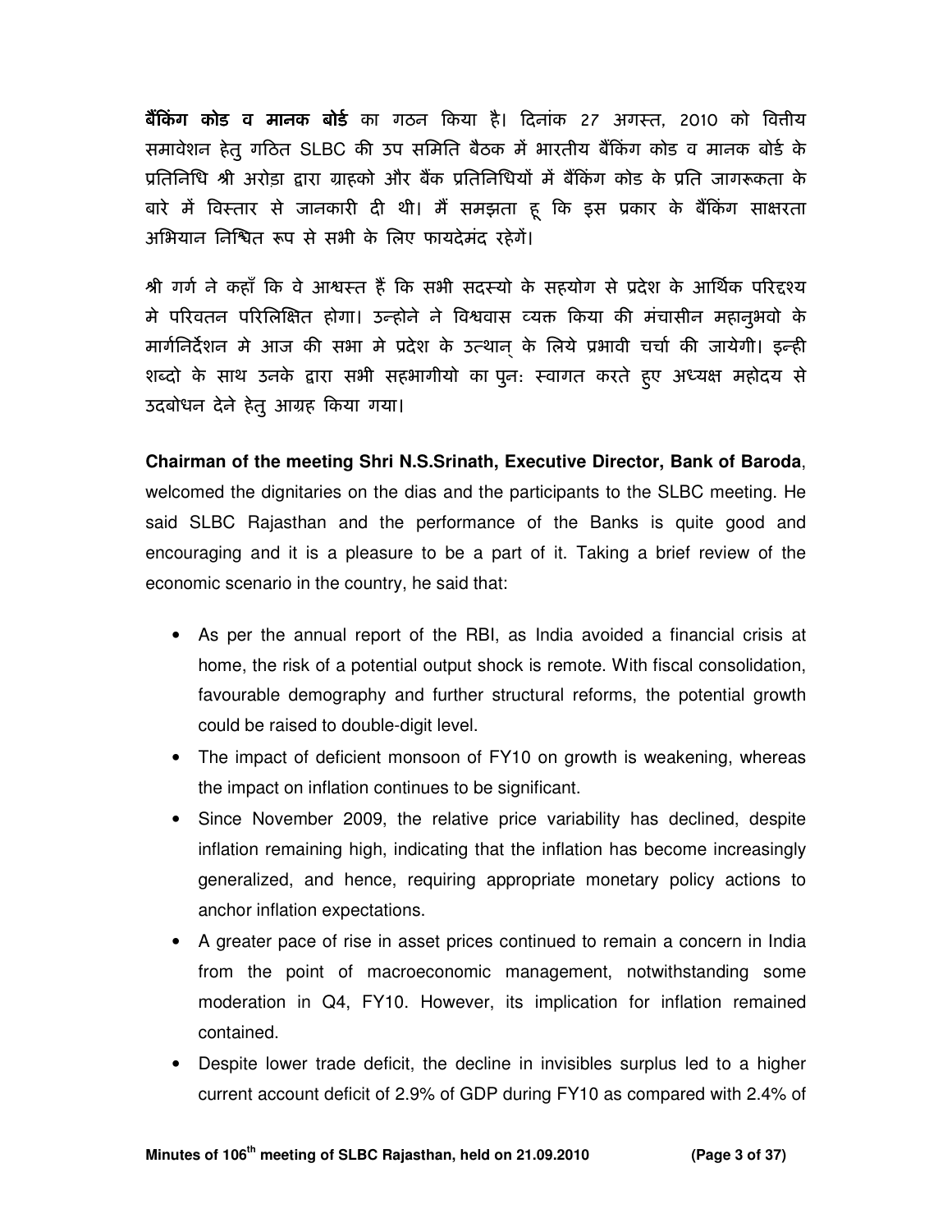**बैंकिंग कोड व मानक बोर्ड** का गठन किया है। दिनांक 27 अगस्त, 2010 को वित्तीय समावेशन हेतु गठित SLBC की उप समिति बैठक में भारतीय बैंकिंग कोड व मानक बोर्ड के प्रतिनिधि श्री अरोड़ा द्वारा ग्राहको और बैंक प्रतिनिधियों में बैंकिंग कोड के प्रति जागरूकता के बारे में विस्तार से जानकारी दी थी। मैं समझता हू कि इस प्रकार के बैंकिंग साक्षरता अभियान निश्चित रूप से सभी के लिए फायदेमंद रहेगें।

श्री गर्ग ने कहाँ कि वे आश्वस्त हैं कि सभी सदस्यो के सहयोग से प्रदेश के आर्थिक परिदृश्य मे परिवतन परिलिक्षित होगा। उन्होने ने विश्ववास व्यक्त किया की मंचासीन महानुभवो के मार्गनिर्देशन मे आज की सभा मे प्रदेश के उत्थान् के लिये प्रभावी चर्चा की जायेगी। इन्ही शब्दो के साथ उनके द्वारा सभी सहभागीयो का पुनः स्वागत करते हुए अध्यक्ष महोदय से उदबोधन देने हेतु आग्रह किया गया।

**Chairman of the meeting Shri N.S.Srinath, Executive Director, Bank of Baroda**, welcomed the dignitaries on the dias and the participants to the SLBC meeting. He said SLBC Rajasthan and the performance of the Banks is quite good and encouraging and it is a pleasure to be a part of it. Taking a brief review of the economic scenario in the country, he said that:

- As per the annual report of the RBI, as India avoided a financial crisis at home, the risk of a potential output shock is remote. With fiscal consolidation, favourable demography and further structural reforms, the potential growth could be raised to double-digit level.
- The impact of deficient monsoon of FY10 on growth is weakening, whereas the impact on inflation continues to be significant.
- Since November 2009, the relative price variability has declined, despite inflation remaining high, indicating that the inflation has become increasingly generalized, and hence, requiring appropriate monetary policy actions to anchor inflation expectations.
- A greater pace of rise in asset prices continued to remain a concern in India from the point of macroeconomic management, notwithstanding some moderation in Q4, FY10. However, its implication for inflation remained contained.
- Despite lower trade deficit, the decline in invisibles surplus led to a higher current account deficit of 2.9% of GDP during FY10 as compared with 2.4% of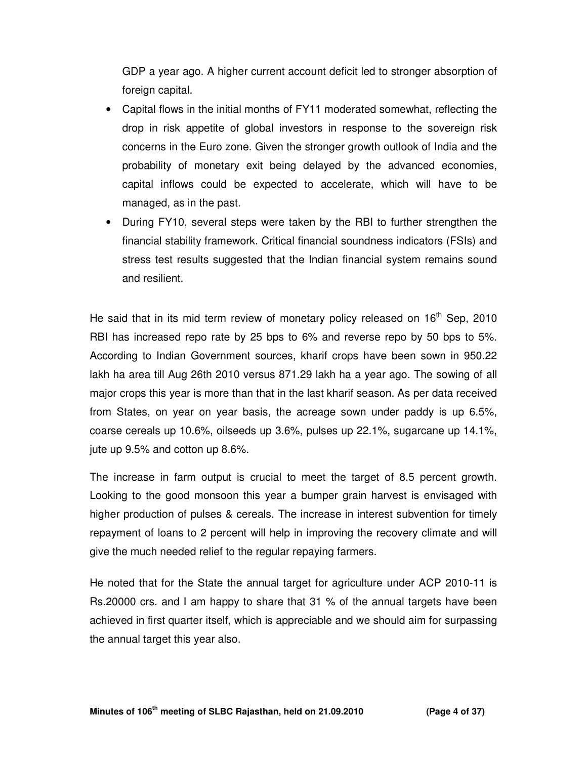GDP a year ago. A higher current account deficit led to stronger absorption of foreign capital.

- Capital flows in the initial months of FY11 moderated somewhat, reflecting the drop in risk appetite of global investors in response to the sovereign risk concerns in the Euro zone. Given the stronger growth outlook of India and the probability of monetary exit being delayed by the advanced economies, capital inflows could be expected to accelerate, which will have to be managed, as in the past.
- During FY10, several steps were taken by the RBI to further strengthen the financial stability framework. Critical financial soundness indicators (FSIs) and stress test results suggested that the Indian financial system remains sound and resilient.

He said that in its mid term review of monetary policy released on 16th Sep, 2010 RBI has increased repo rate by 25 bps to 6% and reverse repo by 50 bps to 5%. According to Indian Government sources, kharif crops have been sown in 950.22 lakh ha area till Aug 26th 2010 versus 871.29 lakh ha a year ago. The sowing of all major crops this year is more than that in the last kharif season. As per data received from States, on year on year basis, the acreage sown under paddy is up 6.5%, coarse cereals up 10.6%, oilseeds up 3.6%, pulses up 22.1%, sugarcane up 14.1%, jute up 9.5% and cotton up 8.6%.

The increase in farm output is crucial to meet the target of 8.5 percent growth. Looking to the good monsoon this year a bumper grain harvest is envisaged with higher production of pulses & cereals. The increase in interest subvention for timely repayment of loans to 2 percent will help in improving the recovery climate and will give the much needed relief to the regular repaying farmers.

He noted that for the State the annual target for agriculture under ACP 2010-11 is Rs.20000 crs. and I am happy to share that 31 % of the annual targets have been achieved in first quarter itself, which is appreciable and we should aim for surpassing the annual target this year also.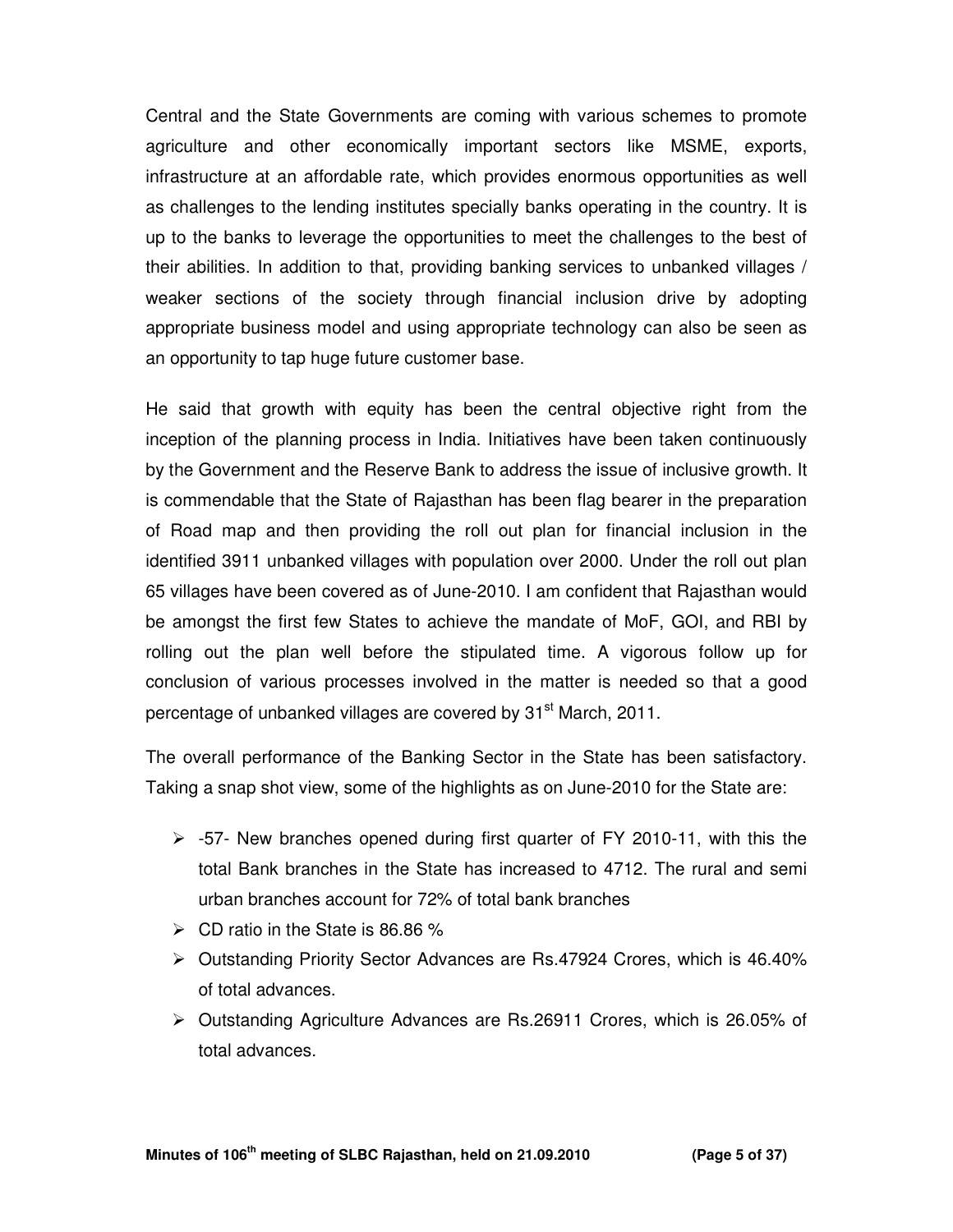Central and the State Governments are coming with various schemes to promote agriculture and other economically important sectors like MSME, exports, infrastructure at an affordable rate, which provides enormous opportunities as well as challenges to the lending institutes specially banks operating in the country. It is up to the banks to leverage the opportunities to meet the challenges to the best of their abilities. In addition to that, providing banking services to unbanked villages / weaker sections of the society through financial inclusion drive by adopting appropriate business model and using appropriate technology can also be seen as an opportunity to tap huge future customer base.

He said that growth with equity has been the central objective right from the inception of the planning process in India. Initiatives have been taken continuously by the Government and the Reserve Bank to address the issue of inclusive growth. It is commendable that the State of Rajasthan has been flag bearer in the preparation of Road map and then providing the roll out plan for financial inclusion in the identified 3911 unbanked villages with population over 2000. Under the roll out plan 65 villages have been covered as of June-2010. I am confident that Rajasthan would be amongst the first few States to achieve the mandate of MoF, GOI, and RBI by rolling out the plan well before the stipulated time. A vigorous follow up for conclusion of various processes involved in the matter is needed so that a good percentage of unbanked villages are covered by 31st March, 2011.

The overall performance of the Banking Sector in the State has been satisfactory. Taking a snap shot view, some of the highlights as on June-2010 for the State are:

- -57- New branches opened during first quarter of FY 2010-11, with this the total Bank branches in the State has increased to 4712. The rural and semi urban branches account for 72% of total bank branches
- CD ratio in the State is 86.86 %
- Outstanding Priority Sector Advances are Rs.47924 Crores, which is 46.40% of total advances.
- Outstanding Agriculture Advances are Rs.26911 Crores, which is 26.05% of total advances.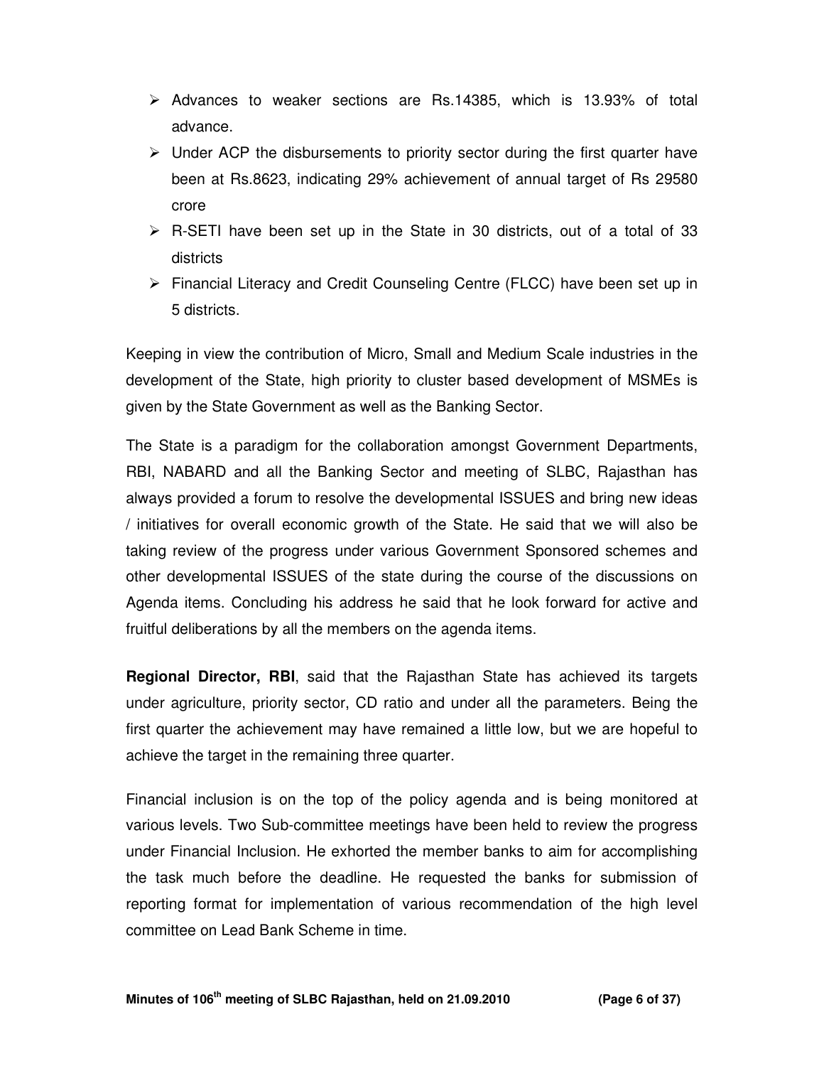- Advances to weaker sections are Rs.14385, which is 13.93% of total advance.
- Under ACP the disbursements to priority sector during the first quarter have been at Rs.8623, indicating 29% achievement of annual target of Rs 29580 crore
- R-SETI have been set up in the State in 30 districts, out of a total of 33 districts
- Financial Literacy and Credit Counseling Centre (FLCC) have been set up in 5 districts.

Keeping in view the contribution of Micro, Small and Medium Scale industries in the development of the State, high priority to cluster based development of MSMEs is given by the State Government as well as the Banking Sector.

The State is a paradigm for the collaboration amongst Government Departments, RBI, NABARD and all the Banking Sector and meeting of SLBC, Rajasthan has always provided a forum to resolve the developmental ISSUES and bring new ideas / initiatives for overall economic growth of the State. He said that we will also be taking review of the progress under various Government Sponsored schemes and other developmental ISSUES of the state during the course of the discussions on Agenda items. Concluding his address he said that he look forward for active and fruitful deliberations by all the members on the agenda items.

**Regional Director, RBI**, said that the Rajasthan State has achieved its targets under agriculture, priority sector, CD ratio and under all the parameters. Being the first quarter the achievement may have remained a little low, but we are hopeful to achieve the target in the remaining three quarter.

Financial inclusion is on the top of the policy agenda and is being monitored at various levels. Two Sub-committee meetings have been held to review the progress under Financial Inclusion. He exhorted the member banks to aim for accomplishing the task much before the deadline. He requested the banks for submission of reporting format for implementation of various recommendation of the high level committee on Lead Bank Scheme in time.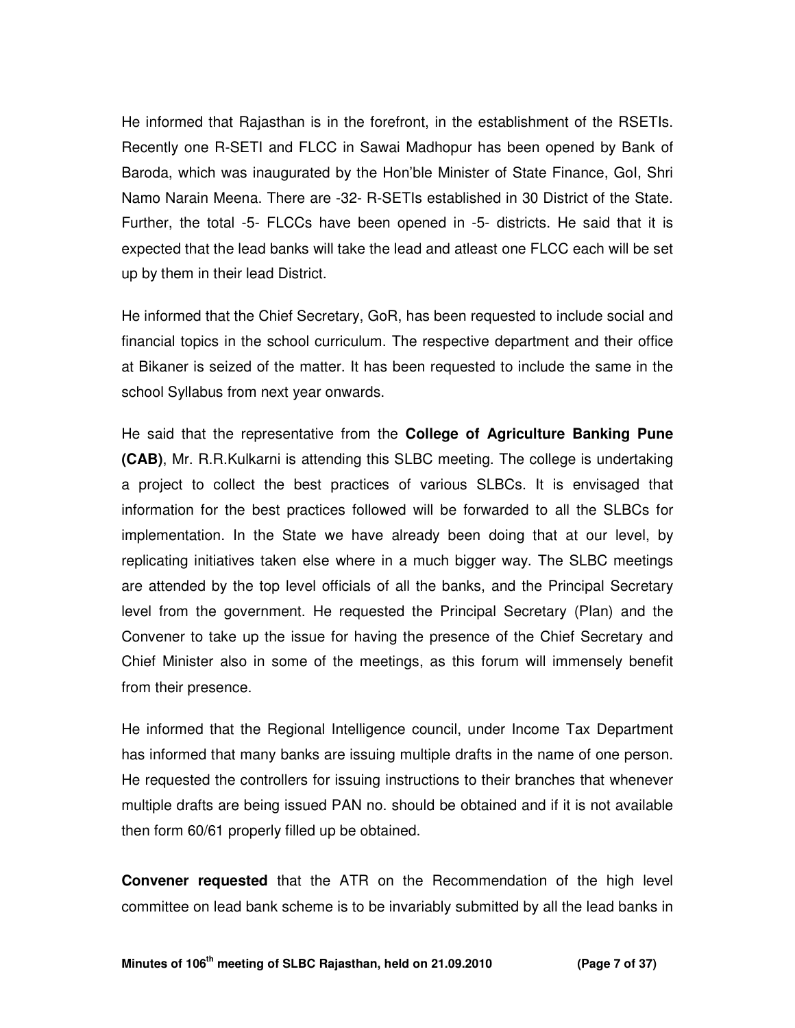He informed that Rajasthan is in the forefront, in the establishment of the RSETIs. Recently one R-SETI and FLCC in Sawai Madhopur has been opened by Bank of Baroda, which was inaugurated by the Hon'ble Minister of State Finance, GoI, Shri Namo Narain Meena. There are -32- R-SETIs established in 30 District of the State. Further, the total -5- FLCCs have been opened in -5- districts. He said that it is expected that the lead banks will take the lead and atleast one FLCC each will be set up by them in their lead District.

He informed that the Chief Secretary, GoR, has been requested to include social and financial topics in the school curriculum. The respective department and their office at Bikaner is seized of the matter. It has been requested to include the same in the school Syllabus from next year onwards.

He said that the representative from the **College of Agriculture Banking Pune (CAB)**, Mr. R.R.Kulkarni is attending this SLBC meeting. The college is undertaking a project to collect the best practices of various SLBCs. It is envisaged that information for the best practices followed will be forwarded to all the SLBCs for implementation. In the State we have already been doing that at our level, by replicating initiatives taken else where in a much bigger way. The SLBC meetings are attended by the top level officials of all the banks, and the Principal Secretary level from the government. He requested the Principal Secretary (Plan) and the Convener to take up the issue for having the presence of the Chief Secretary and Chief Minister also in some of the meetings, as this forum will immensely benefit from their presence.

He informed that the Regional Intelligence council, under Income Tax Department has informed that many banks are issuing multiple drafts in the name of one person. He requested the controllers for issuing instructions to their branches that whenever multiple drafts are being issued PAN no. should be obtained and if it is not available then form 60/61 properly filled up be obtained.

**Convener requested** that the ATR on the Recommendation of the high level committee on lead bank scheme is to be invariably submitted by all the lead banks in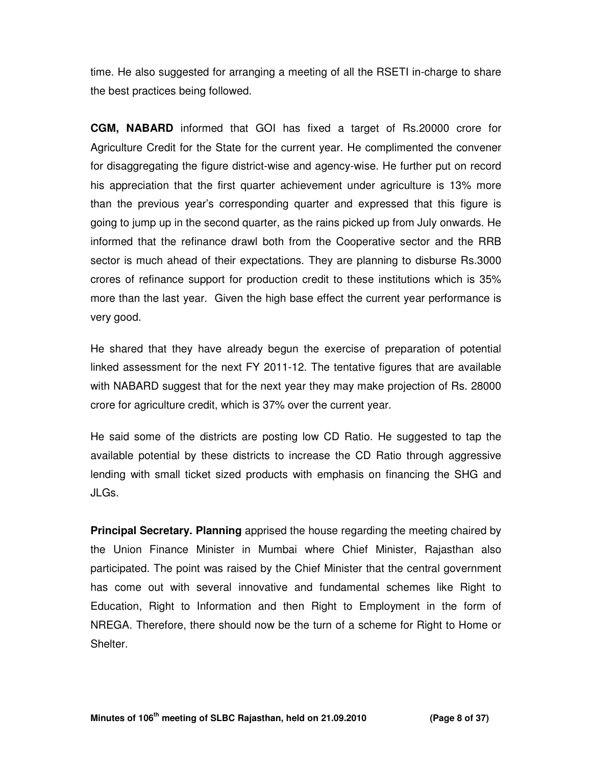time. He also suggested for arranging a meeting of all the RSETI in-charge to share the best practices being followed.

**CGM, NABARD** informed that GOI has fixed a target of Rs.20000 crore for Agriculture Credit for the State for the current year. He complimented the convener for disaggregating the figure district-wise and agency-wise. He further put on record his appreciation that the first quarter achievement under agriculture is 13% more than the previous year's corresponding quarter and expressed that this figure is going to jump up in the second quarter, as the rains picked up from July onwards. He informed that the refinance drawl both from the Cooperative sector and the RRB sector is much ahead of their expectations. They are planning to disburse Rs.3000 crores of refinance support for production credit to these institutions which is 35% more than the last year. Given the high base effect the current year performance is very good.

He shared that they have already begun the exercise of preparation of potential linked assessment for the next FY 2011-12. The tentative figures that are available with NABARD suggest that for the next year they may make projection of Rs. 28000 crore for agriculture credit, which is 37% over the current year.

He said some of the districts are posting low CD Ratio. He suggested to tap the available potential by these districts to increase the CD Ratio through aggressive lending with small ticket sized products with emphasis on financing the SHG and JLGs.

**Principal Secretary. Planning** apprised the house regarding the meeting chaired by the Union Finance Minister in Mumbai where Chief Minister, Rajasthan also participated. The point was raised by the Chief Minister that the central government has come out with several innovative and fundamental schemes like Right to Education, Right to Information and then Right to Employment in the form of NREGA. Therefore, there should now be the turn of a scheme for Right to Home or Shelter.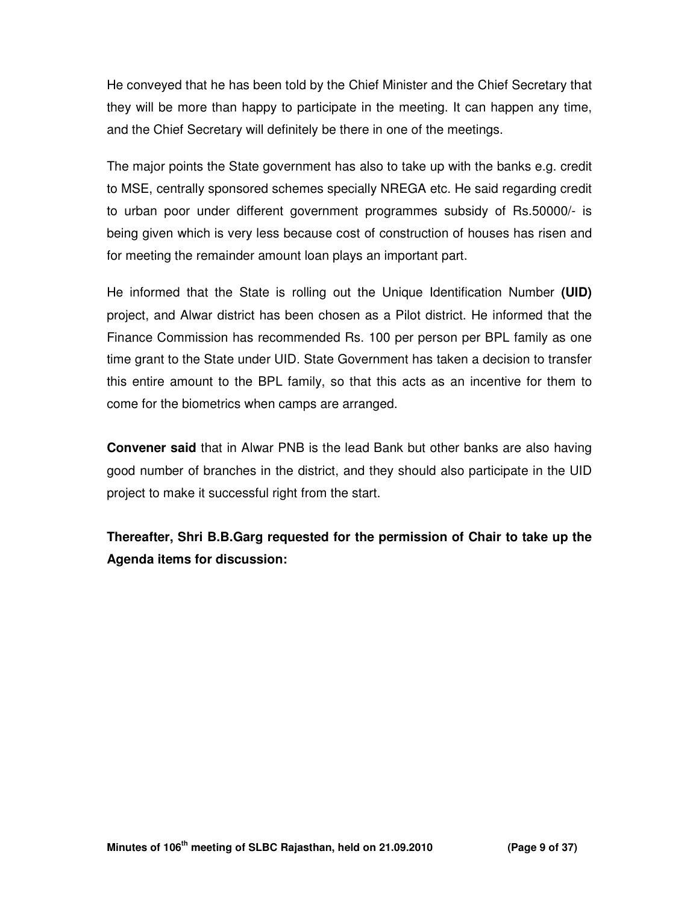He conveyed that he has been told by the Chief Minister and the Chief Secretary that they will be more than happy to participate in the meeting. It can happen any time, and the Chief Secretary will definitely be there in one of the meetings.

The major points the State government has also to take up with the banks e.g. credit to MSE, centrally sponsored schemes specially NREGA etc. He said regarding credit to urban poor under different government programmes subsidy of Rs.50000/- is being given which is very less because cost of construction of houses has risen and for meeting the remainder amount loan plays an important part.

He informed that the State is rolling out the Unique Identification Number **(UID)** project, and Alwar district has been chosen as a Pilot district. He informed that the Finance Commission has recommended Rs. 100 per person per BPL family as one time grant to the State under UID. State Government has taken a decision to transfer this entire amount to the BPL family, so that this acts as an incentive for them to come for the biometrics when camps are arranged.

**Convener said** that in Alwar PNB is the lead Bank but other banks are also having good number of branches in the district, and they should also participate in the UID project to make it successful right from the start.

**Thereafter, Shri B.B.Garg requested for the permission of Chair to take up the Agenda items for discussion:**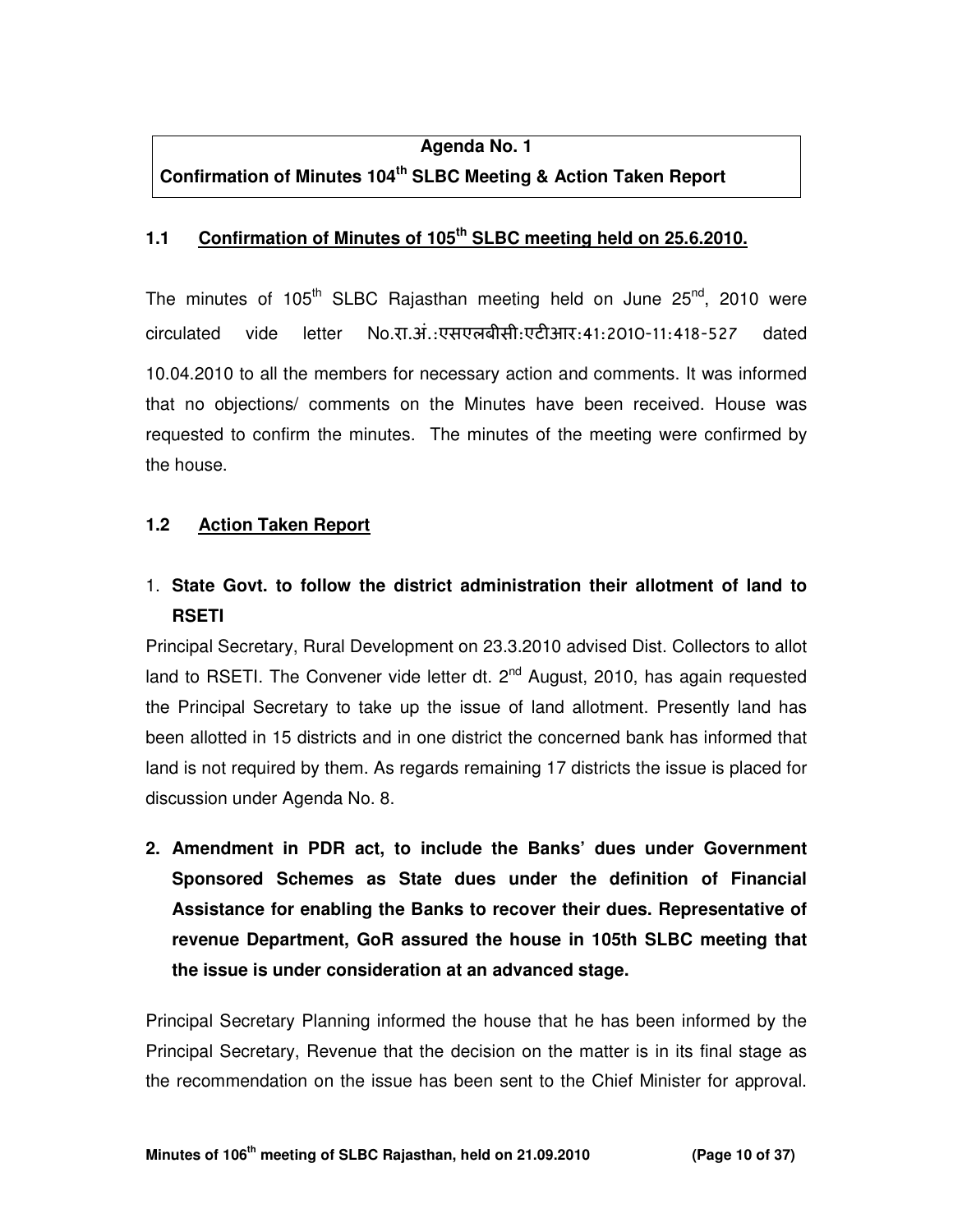**Agenda No. 1**

**Confirmation of Minutes 104th SLBC Meeting & Action Taken Report**

## 1.1 Confirmation of Minutes of 105th SLBC meeting held on 25.6.2010.

The minutes of 105th SLBC Rajasthan meeting held on June 25nd, 2010 were circulated vide letter No.रा.अं.:एसएलबीसी:एटीआर:41:2010-11:418-527 dated 10.04.2010 to all the members for necessary action and comments. It was informed that no objections/ comments on the Minutes have been received. House was requested to confirm the minutes. The minutes of the meeting were confirmed by the house.

## 1.2 Action Taken Report

1. **State Govt. to follow the district administration their allotment of land to RSETI**

Principal Secretary, Rural Development on 23.3.2010 advised Dist. Collectors to allot land to RSETI. The Convener vide letter dt. 2nd August, 2010, has again requested the Principal Secretary to take up the issue of land allotment. Presently land has been allotted in 15 districts and in one district the concerned bank has informed that land is not required by them. As regards remaining 17 districts the issue is placed for discussion under Agenda No. 8.

2. **Amendment in PDR act, to include the Banks' dues under Government Sponsored Schemes as State dues under the definition of Financial Assistance for enabling the Banks to recover their dues. Representative of revenue Department, GoR assured the house in 105th SLBC meeting that the issue is under consideration at an advanced stage.**

Principal Secretary Planning informed the house that he has been informed by the Principal Secretary, Revenue that the decision on the matter is in its final stage as the recommendation on the issue has been sent to the Chief Minister for approval.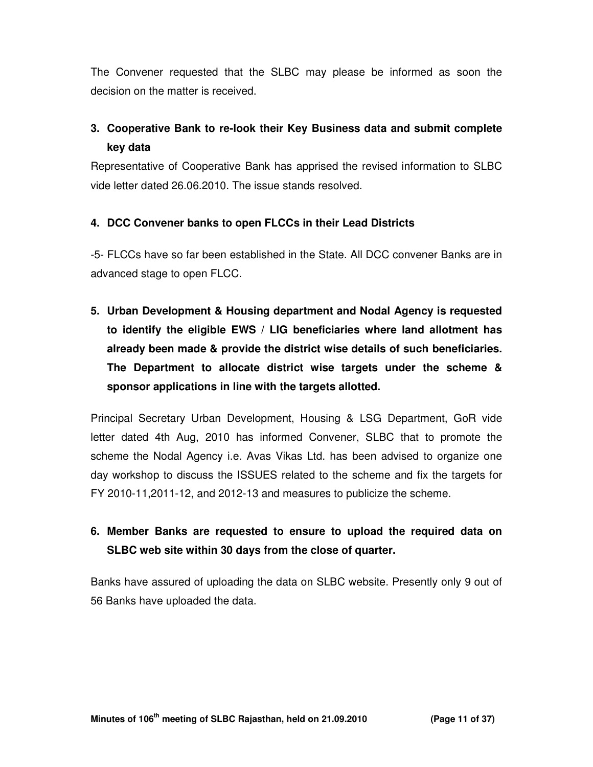The Convener requested that the SLBC may please be informed as soon the decision on the matter is received.

**3. Cooperative Bank to re-look their Key Business data and submit complete key data**

Representative of Cooperative Bank has apprised the revised information to SLBC vide letter dated 26.06.2010. The issue stands resolved.

**4. DCC Convener banks to open FLCCs in their Lead Districts**

-5- FLCCs have so far been established in the State. All DCC convener Banks are in advanced stage to open FLCC.

**5. Urban Development & Housing department and Nodal Agency is requested to identify the eligible EWS / LIG beneficiaries where land allotment has already been made & provide the district wise details of such beneficiaries. The Department to allocate district wise targets under the scheme & sponsor applications in line with the targets allotted.**

Principal Secretary Urban Development, Housing & LSG Department, GoR vide letter dated 4th Aug, 2010 has informed Convener, SLBC that to promote the scheme the Nodal Agency i.e. Avas Vikas Ltd. has been advised to organize one day workshop to discuss the ISSUES related to the scheme and fix the targets for FY 2010-11,2011-12, and 2012-13 and measures to publicize the scheme.

**6. Member Banks are requested to ensure to upload the required data on SLBC web site within 30 days from the close of quarter.**

Banks have assured of uploading the data on SLBC website. Presently only 9 out of 56 Banks have uploaded the data.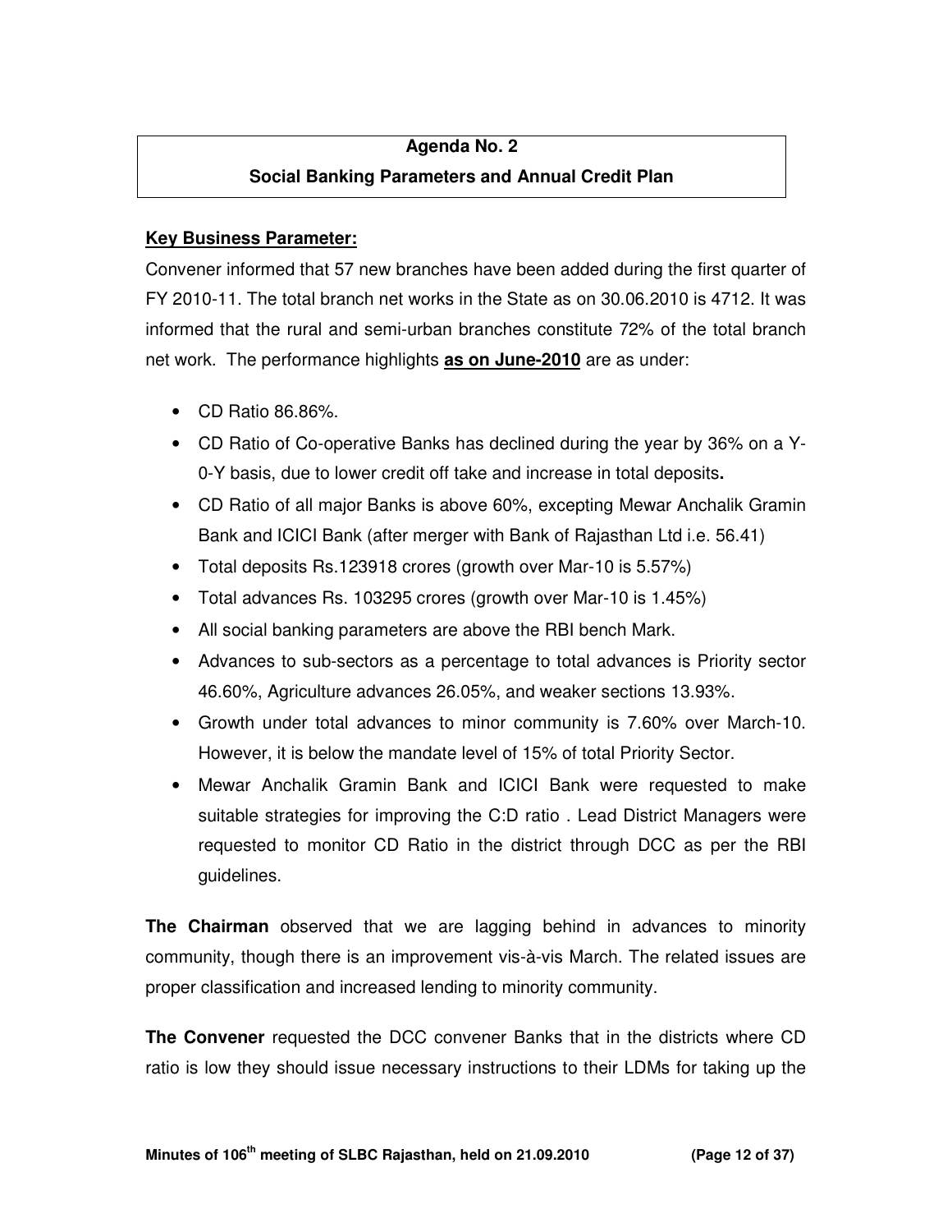**Agenda No. 2**
**Social Banking Parameters and Annual Credit Plan**

**Key Business Parameter:**

Convener informed that 57 new branches have been added during the first quarter of FY 2010-11. The total branch net works in the State as on 30.06.2010 is 4712. It was informed that the rural and semi-urban branches constitute 72% of the total branch net work. The performance highlights **as on June-2010** are as under:

- CD Ratio 86.86%.
- CD Ratio of Co-operative Banks has declined during the year by 36% on a Y-0-Y basis, due to lower credit off take and increase in total deposits**.**
- CD Ratio of all major Banks is above 60%, excepting Mewar Anchalik Gramin Bank and ICICI Bank (after merger with Bank of Rajasthan Ltd i.e. 56.41)
- Total deposits Rs.123918 crores (growth over Mar-10 is 5.57%)
- Total advances Rs. 103295 crores (growth over Mar-10 is 1.45%)
- All social banking parameters are above the RBI bench Mark.
- Advances to sub-sectors as a percentage to total advances is Priority sector 46.60%, Agriculture advances 26.05%, and weaker sections 13.93%.
- Growth under total advances to minor community is 7.60% over March-10. However, it is below the mandate level of 15% of total Priority Sector.
- Mewar Anchalik Gramin Bank and ICICI Bank were requested to make suitable strategies for improving the C:D ratio . Lead District Managers were requested to monitor CD Ratio in the district through DCC as per the RBI guidelines.

**The Chairman** observed that we are lagging behind in advances to minority community, though there is an improvement vis-à-vis March. The related issues are proper classification and increased lending to minority community.

**The Convener** requested the DCC convener Banks that in the districts where CD ratio is low they should issue necessary instructions to their LDMs for taking up the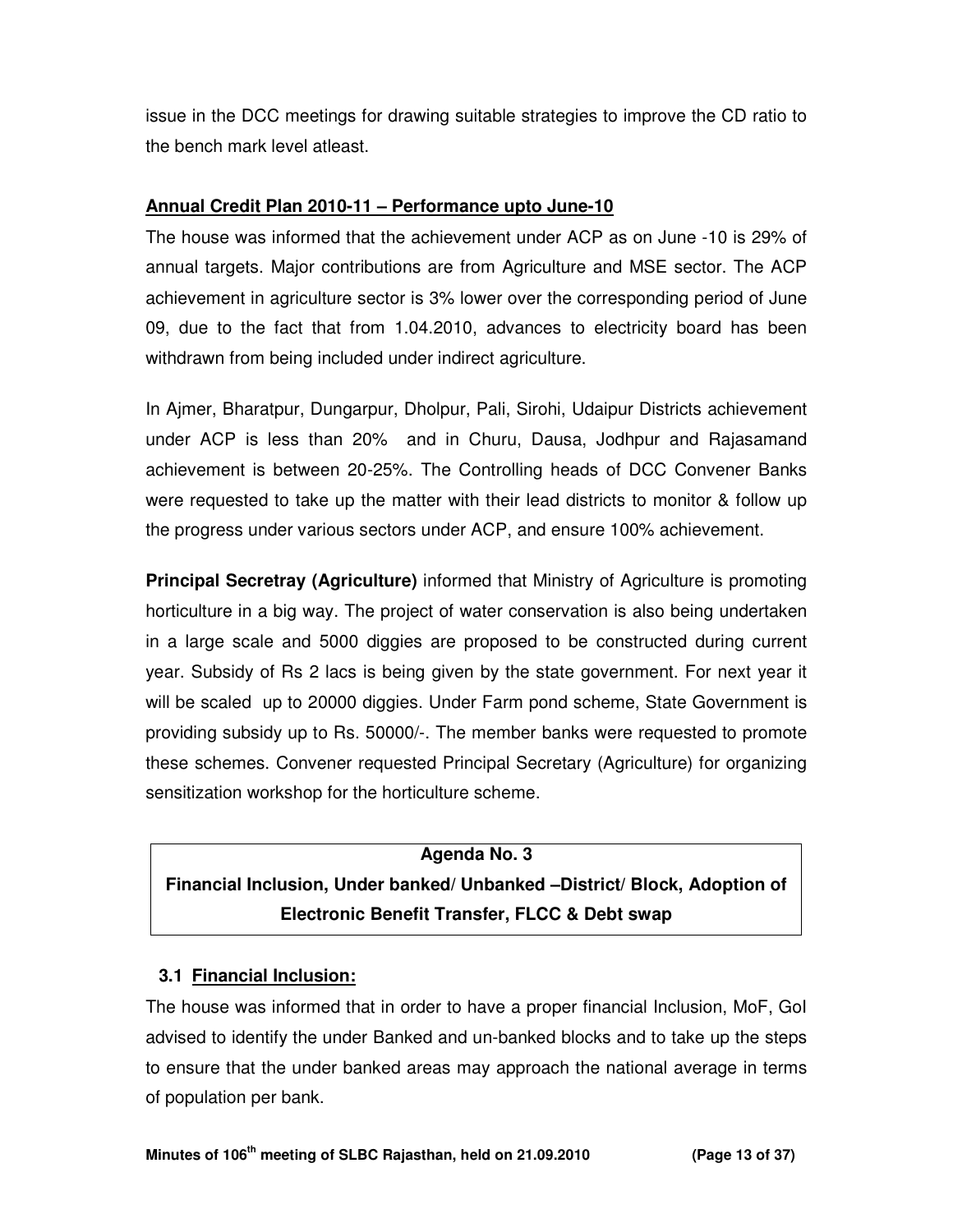issue in the DCC meetings for drawing suitable strategies to improve the CD ratio to the bench mark level atleast.

**Annual Credit Plan 2010-11 – Performance upto June-10**

The house was informed that the achievement under ACP as on June -10 is 29% of annual targets. Major contributions are from Agriculture and MSE sector. The ACP achievement in agriculture sector is 3% lower over the corresponding period of June 09, due to the fact that from 1.04.2010, advances to electricity board has been withdrawn from being included under indirect agriculture.

In Ajmer, Bharatpur, Dungarpur, Dholpur, Pali, Sirohi, Udaipur Districts achievement under ACP is less than 20% and in Churu, Dausa, Jodhpur and Rajasamand achievement is between 20-25%. The Controlling heads of DCC Convener Banks were requested to take up the matter with their lead districts to monitor & follow up the progress under various sectors under ACP, and ensure 100% achievement.

**Principal Secretray (Agriculture)** informed that Ministry of Agriculture is promoting horticulture in a big way. The project of water conservation is also being undertaken in a large scale and 5000 diggies are proposed to be constructed during current year. Subsidy of Rs 2 lacs is being given by the state government. For next year it will be scaled up to 20000 diggies. Under Farm pond scheme, State Government is providing subsidy up to Rs. 50000/-. The member banks were requested to promote these schemes. Convener requested Principal Secretary (Agriculture) for organizing sensitization workshop for the horticulture scheme.

**Agenda No. 3**

**Financial Inclusion, Under banked/ Unbanked –District/ Block, Adoption of Electronic Benefit Transfer, FLCC & Debt swap**

**3.1 Financial Inclusion:**

The house was informed that in order to have a proper financial Inclusion, MoF, GoI advised to identify the under Banked and un-banked blocks and to take up the steps to ensure that the under banked areas may approach the national average in terms of population per bank.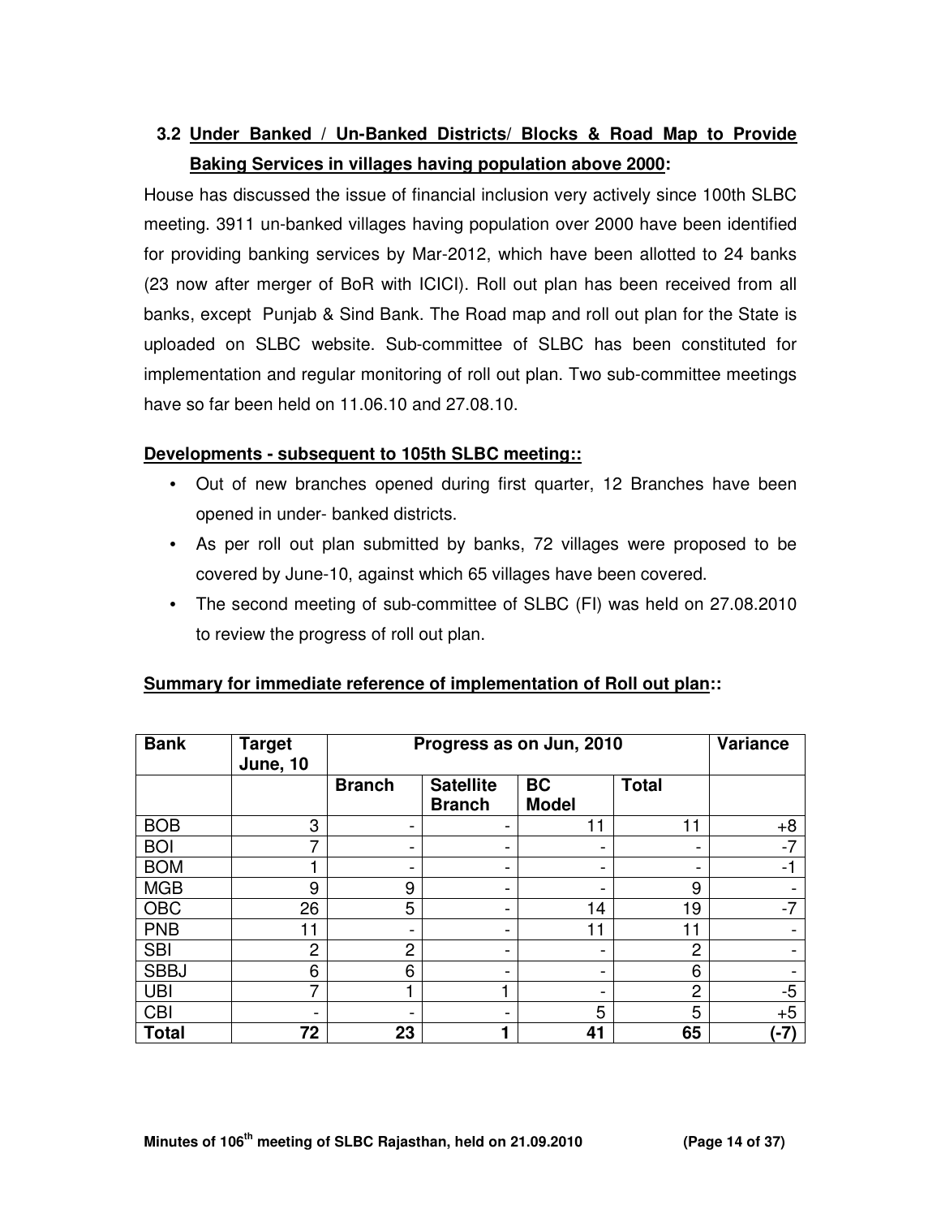### 3.2 Under Banked / Un-Banked Districts/ Blocks & Road Map to Provide Baking Services in villages having population above 2000:

House has discussed the issue of financial inclusion very actively since 100th SLBC meeting. 3911 un-banked villages having population over 2000 have been identified for providing banking services by Mar-2012, which have been allotted to 24 banks (23 now after merger of BoR with ICICI). Roll out plan has been received from all banks, except Punjab & Sind Bank. The Road map and roll out plan for the State is uploaded on SLBC website. Sub-committee of SLBC has been constituted for implementation and regular monitoring of roll out plan. Two sub-committee meetings have so far been held on 11.06.10 and 27.08.10.

**Developments - subsequent to 105th SLBC meeting::**

- Out of new branches opened during first quarter, 12 Branches have been opened in under- banked districts.
- As per roll out plan submitted by banks, 72 villages were proposed to be covered by June-10, against which 65 villages have been covered.
- The second meeting of sub-committee of SLBC (FI) was held on 27.08.2010 to review the progress of roll out plan.

**Summary for immediate reference of implementation of Roll out plan::**

| Bank | Target June, 10 | Progress as on Jun, 2010 | | | | Variance |
|---|---|---|---|---|---|---|
| | | Branch | Satellite Branch | BC Model | Total | |
| BOB | 3 | - | - | 11 | 11 | +8 |
| BOI | 7 | - | - | - | - | -7 |
| BOM | 1 | - | - | - | - | -1 |
| MGB | 9 | 9 | - | - | 9 | - |
| OBC | 26 | 5 | - | 14 | 19 | -7 |
| PNB | 11 | - | - | 11 | 11 | - |
| SBI | 2 | 2 | - | - | 2 | - |
| SBBJ | 6 | 6 | - | - | 6 | - |
| UBI | 7 | 1 | 1 | - | 2 | -5 |
| CBI | - | - | - | 5 | 5 | +5 |
| **Total** | **72** | **23** | **1** | **41** | **65** | **(-7)** |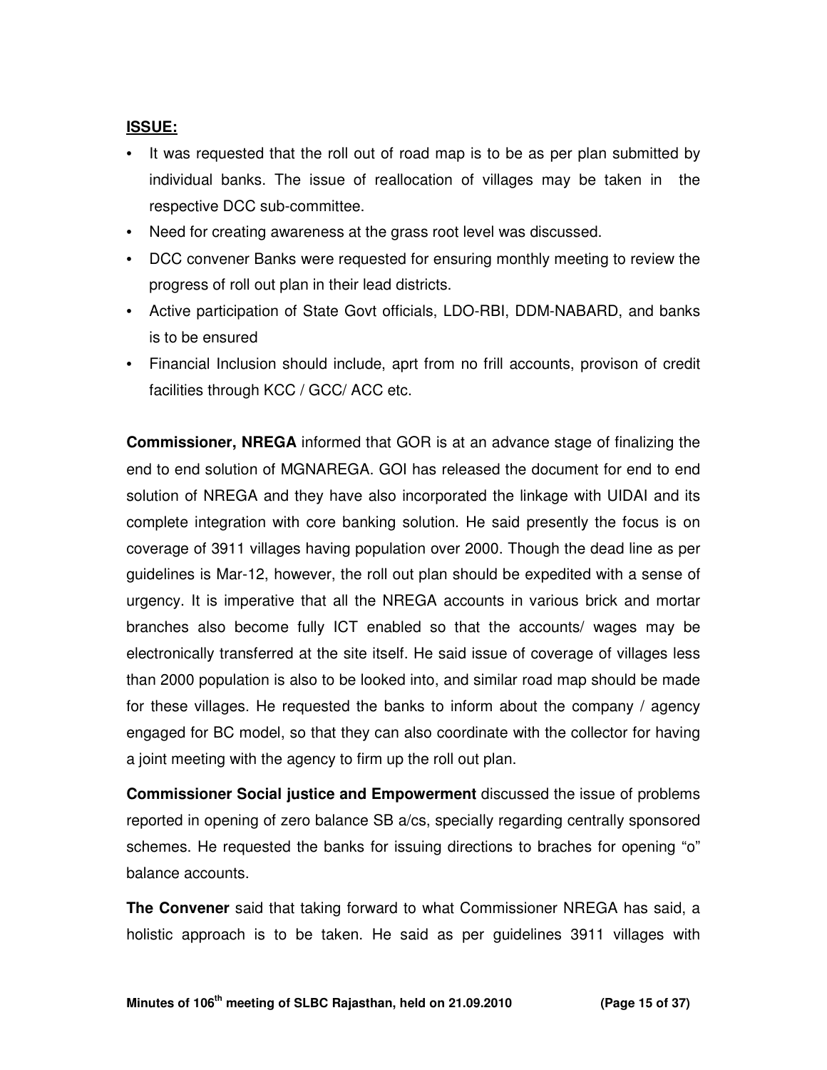**ISSUE:**

- It was requested that the roll out of road map is to be as per plan submitted by individual banks. The issue of reallocation of villages may be taken in the respective DCC sub-committee.
- Need for creating awareness at the grass root level was discussed.
- DCC convener Banks were requested for ensuring monthly meeting to review the progress of roll out plan in their lead districts.
- Active participation of State Govt officials, LDO-RBI, DDM-NABARD, and banks is to be ensured
- Financial Inclusion should include, aprt from no frill accounts, provison of credit facilities through KCC / GCC/ ACC etc.

**Commissioner, NREGA** informed that GOR is at an advance stage of finalizing the end to end solution of MGNAREGA. GOI has released the document for end to end solution of NREGA and they have also incorporated the linkage with UIDAI and its complete integration with core banking solution. He said presently the focus is on coverage of 3911 villages having population over 2000. Though the dead line as per guidelines is Mar-12, however, the roll out plan should be expedited with a sense of urgency. It is imperative that all the NREGA accounts in various brick and mortar branches also become fully ICT enabled so that the accounts/ wages may be electronically transferred at the site itself. He said issue of coverage of villages less than 2000 population is also to be looked into, and similar road map should be made for these villages. He requested the banks to inform about the company / agency engaged for BC model, so that they can also coordinate with the collector for having a joint meeting with the agency to firm up the roll out plan.

**Commissioner Social justice and Empowerment** discussed the issue of problems reported in opening of zero balance SB a/cs, specially regarding centrally sponsored schemes. He requested the banks for issuing directions to braches for opening "o" balance accounts.

**The Convener** said that taking forward to what Commissioner NREGA has said, a holistic approach is to be taken. He said as per guidelines 3911 villages with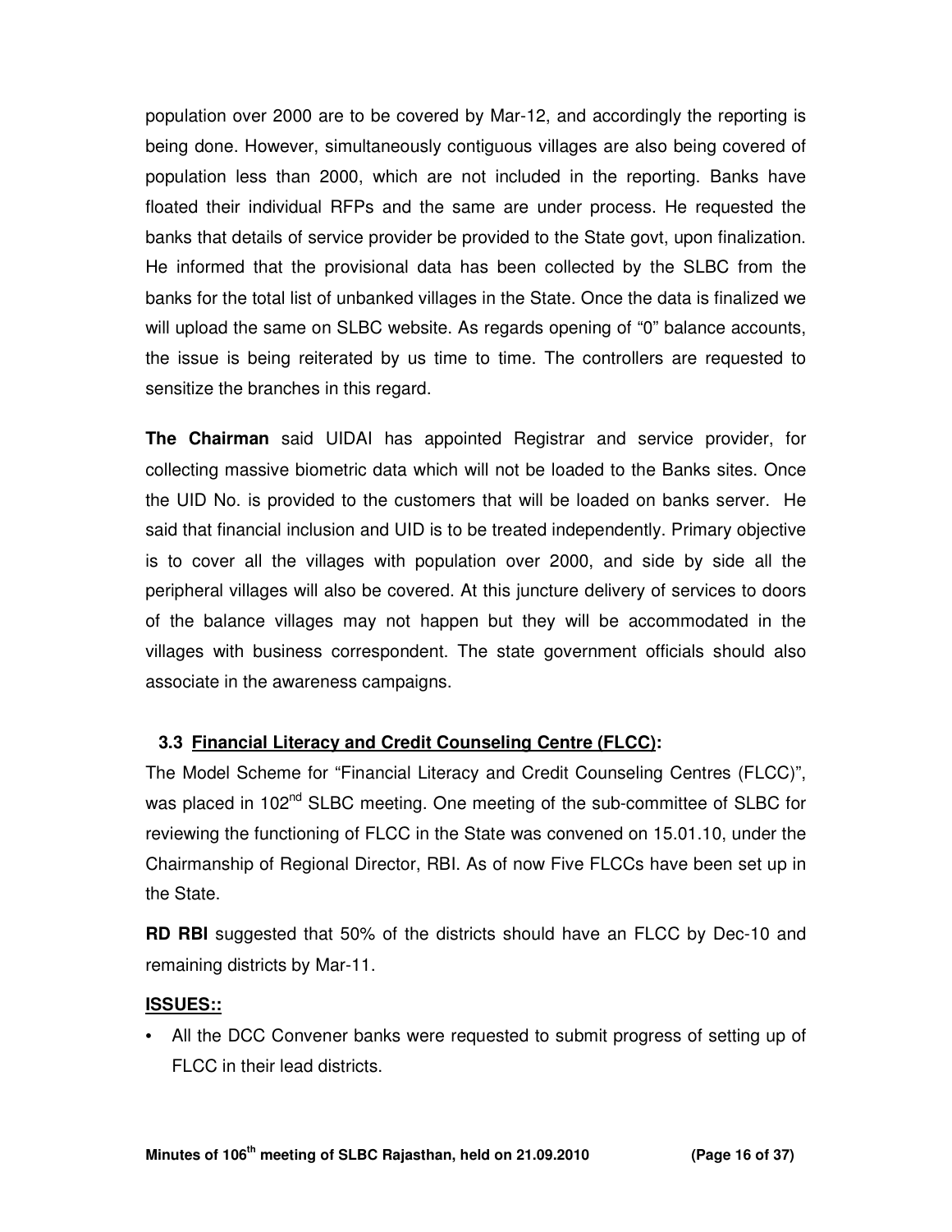population over 2000 are to be covered by Mar-12, and accordingly the reporting is being done. However, simultaneously contiguous villages are also being covered of population less than 2000, which are not included in the reporting. Banks have floated their individual RFPs and the same are under process. He requested the banks that details of service provider be provided to the State govt, upon finalization. He informed that the provisional data has been collected by the SLBC from the banks for the total list of unbanked villages in the State. Once the data is finalized we will upload the same on SLBC website. As regards opening of "0" balance accounts, the issue is being reiterated by us time to time. The controllers are requested to sensitize the branches in this regard.

**The Chairman** said UIDAI has appointed Registrar and service provider, for collecting massive biometric data which will not be loaded to the Banks sites. Once the UID No. is provided to the customers that will be loaded on banks server. He said that financial inclusion and UID is to be treated independently. Primary objective is to cover all the villages with population over 2000, and side by side all the peripheral villages will also be covered. At this juncture delivery of services to doors of the balance villages may not happen but they will be accommodated in the villages with business correspondent. The state government officials should also associate in the awareness campaigns.

### 3.3 <u>Financial Literacy and Credit Counseling Centre (FLCC)</u>:

The Model Scheme for "Financial Literacy and Credit Counseling Centres (FLCC)", was placed in 102nd SLBC meeting. One meeting of the sub-committee of SLBC for reviewing the functioning of FLCC in the State was convened on 15.01.10, under the Chairmanship of Regional Director, RBI. As of now Five FLCCs have been set up in the State.

**RD RBI** suggested that 50% of the districts should have an FLCC by Dec-10 and remaining districts by Mar-11.

**<u>ISSUES::</u>**

- All the DCC Convener banks were requested to submit progress of setting up of FLCC in their lead districts.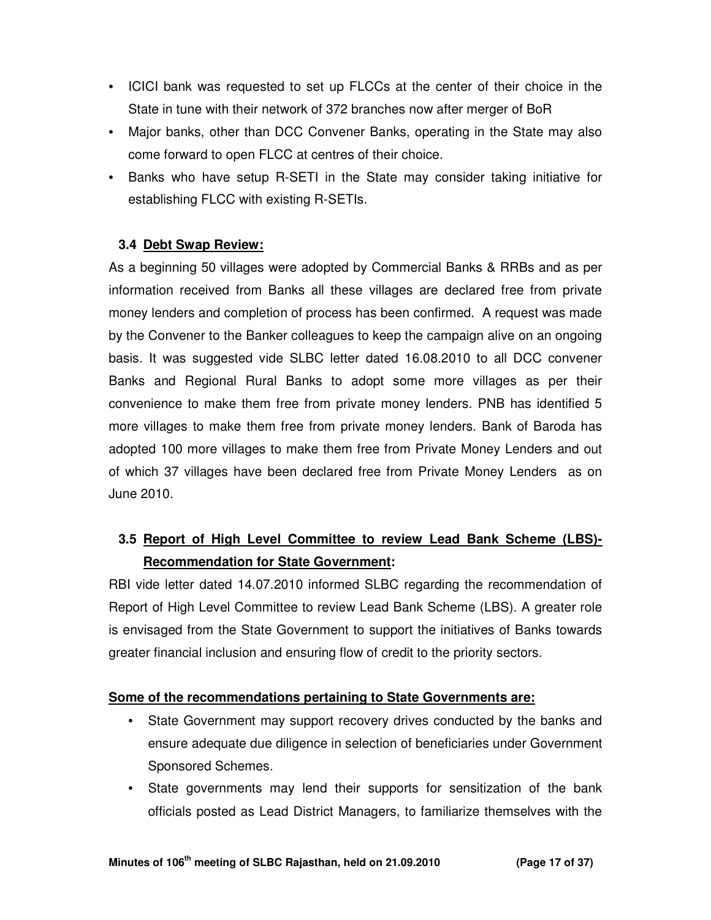- ICICI bank was requested to set up FLCCs at the center of their choice in the State in tune with their network of 372 branches now after merger of BoR
- Major banks, other than DCC Convener Banks, operating in the State may also come forward to open FLCC at centres of their choice.
- Banks who have setup R-SETI in the State may consider taking initiative for establishing FLCC with existing R-SETIs.

### 3.4 Debt Swap Review:

As a beginning 50 villages were adopted by Commercial Banks & RRBs and as per information received from Banks all these villages are declared free from private money lenders and completion of process has been confirmed. A request was made by the Convener to the Banker colleagues to keep the campaign alive on an ongoing basis. It was suggested vide SLBC letter dated 16.08.2010 to all DCC convener Banks and Regional Rural Banks to adopt some more villages as per their convenience to make them free from private money lenders. PNB has identified 5 more villages to make them free from private money lenders. Bank of Baroda has adopted 100 more villages to make them free from Private Money Lenders and out of which 37 villages have been declared free from Private Money Lenders as on June 2010.

### 3.5 Report of High Level Committee to review Lead Bank Scheme (LBS)- Recommendation for State Government:

RBI vide letter dated 14.07.2010 informed SLBC regarding the recommendation of Report of High Level Committee to review Lead Bank Scheme (LBS). A greater role is envisaged from the State Government to support the initiatives of Banks towards greater financial inclusion and ensuring flow of credit to the priority sectors.

**Some of the recommendations pertaining to State Governments are:**

- State Government may support recovery drives conducted by the banks and ensure adequate due diligence in selection of beneficiaries under Government Sponsored Schemes.
- State governments may lend their supports for sensitization of the bank officials posted as Lead District Managers, to familiarize themselves with the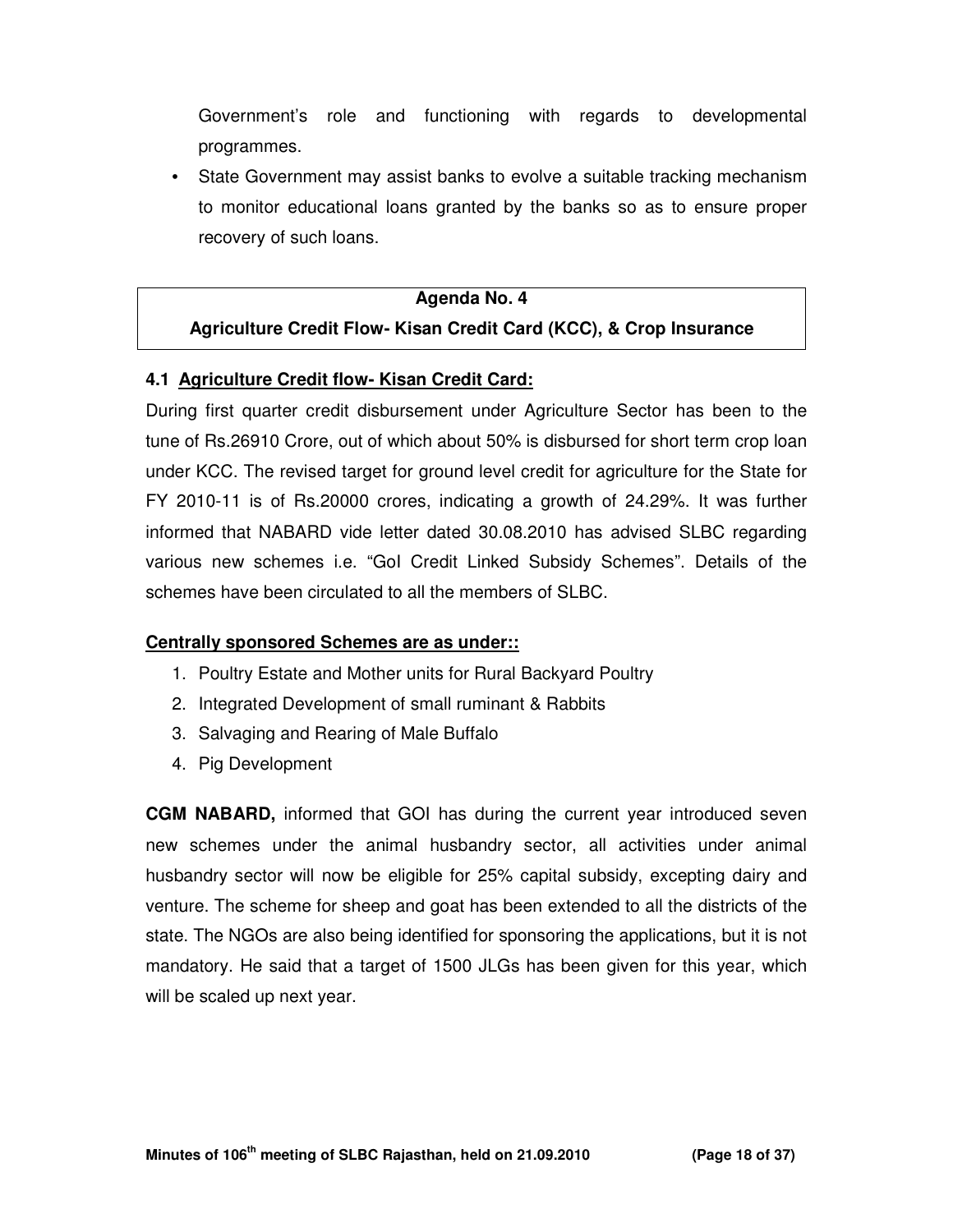Government's role and functioning with regards to developmental programmes.

- State Government may assist banks to evolve a suitable tracking mechanism to monitor educational loans granted by the banks so as to ensure proper recovery of such loans.

## Agenda No. 4
## Agriculture Credit Flow- Kisan Credit Card (KCC), & Crop Insurance

### 4.1 Agriculture Credit flow- Kisan Credit Card:

During first quarter credit disbursement under Agriculture Sector has been to the tune of Rs.26910 Crore, out of which about 50% is disbursed for short term crop loan under KCC. The revised target for ground level credit for agriculture for the State for FY 2010-11 is of Rs.20000 crores, indicating a growth of 24.29%. It was further informed that NABARD vide letter dated 30.08.2010 has advised SLBC regarding various new schemes i.e. "GoI Credit Linked Subsidy Schemes". Details of the schemes have been circulated to all the members of SLBC.

**Centrally sponsored Schemes are as under::**

1. Poultry Estate and Mother units for Rural Backyard Poultry
2. Integrated Development of small ruminant & Rabbits
3. Salvaging and Rearing of Male Buffalo
4. Pig Development

**CGM NABARD,** informed that GOI has during the current year introduced seven new schemes under the animal husbandry sector, all activities under animal husbandry sector will now be eligible for 25% capital subsidy, excepting dairy and venture. The scheme for sheep and goat has been extended to all the districts of the state. The NGOs are also being identified for sponsoring the applications, but it is not mandatory. He said that a target of 1500 JLGs has been given for this year, which will be scaled up next year.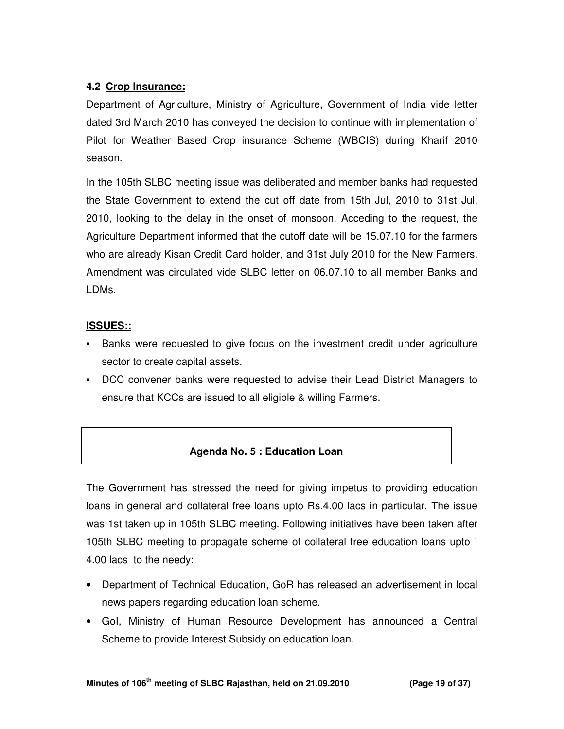### 4.2 Crop Insurance:

Department of Agriculture, Ministry of Agriculture, Government of India vide letter dated 3rd March 2010 has conveyed the decision to continue with implementation of Pilot for Weather Based Crop insurance Scheme (WBCIS) during Kharif 2010 season.

In the 105th SLBC meeting issue was deliberated and member banks had requested the State Government to extend the cut off date from 15th Jul, 2010 to 31st Jul, 2010, looking to the delay in the onset of monsoon. Acceding to the request, the Agriculture Department informed that the cutoff date will be 15.07.10 for the farmers who are already Kisan Credit Card holder, and 31st July 2010 for the New Farmers. Amendment was circulated vide SLBC letter on 06.07.10 to all member Banks and LDMs.

**ISSUES::**

- Banks were requested to give focus on the investment credit under agriculture sector to create capital assets.
- DCC convener banks were requested to advise their Lead District Managers to ensure that KCCs are issued to all eligible & willing Farmers.

## Agenda No. 5 : Education Loan

The Government has stressed the need for giving impetus to providing education loans in general and collateral free loans upto Rs.4.00 lacs in particular. The issue was 1st taken up in 105th SLBC meeting. Following initiatives have been taken after 105th SLBC meeting to propagate scheme of collateral free education loans upto ` 4.00 lacs to the needy:

- Department of Technical Education, GoR has released an advertisement in local news papers regarding education loan scheme.
- GoI, Ministry of Human Resource Development has announced a Central Scheme to provide Interest Subsidy on education loan.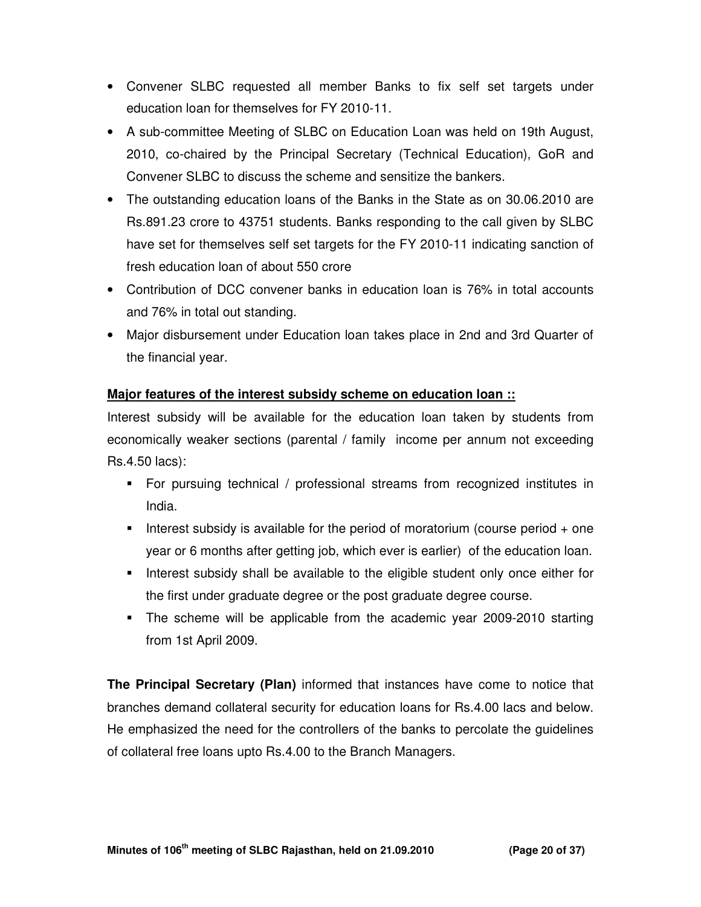- Convener SLBC requested all member Banks to fix self set targets under education loan for themselves for FY 2010-11.
- A sub-committee Meeting of SLBC on Education Loan was held on 19th August, 2010, co-chaired by the Principal Secretary (Technical Education), GoR and Convener SLBC to discuss the scheme and sensitize the bankers.
- The outstanding education loans of the Banks in the State as on 30.06.2010 are Rs.891.23 crore to 43751 students. Banks responding to the call given by SLBC have set for themselves self set targets for the FY 2010-11 indicating sanction of fresh education loan of about 550 crore
- Contribution of DCC convener banks in education loan is 76% in total accounts and 76% in total out standing.
- Major disbursement under Education loan takes place in 2nd and 3rd Quarter of the financial year.

**Major features of the interest subsidy scheme on education loan ::**

Interest subsidy will be available for the education loan taken by students from economically weaker sections (parental / family income per annum not exceeding Rs.4.50 lacs):

- For pursuing technical / professional streams from recognized institutes in India.
- Interest subsidy is available for the period of moratorium (course period + one year or 6 months after getting job, which ever is earlier) of the education loan.
- Interest subsidy shall be available to the eligible student only once either for the first under graduate degree or the post graduate degree course.
- The scheme will be applicable from the academic year 2009-2010 starting from 1st April 2009.

**The Principal Secretary (Plan)** informed that instances have come to notice that branches demand collateral security for education loans for Rs.4.00 lacs and below. He emphasized the need for the controllers of the banks to percolate the guidelines of collateral free loans upto Rs.4.00 to the Branch Managers.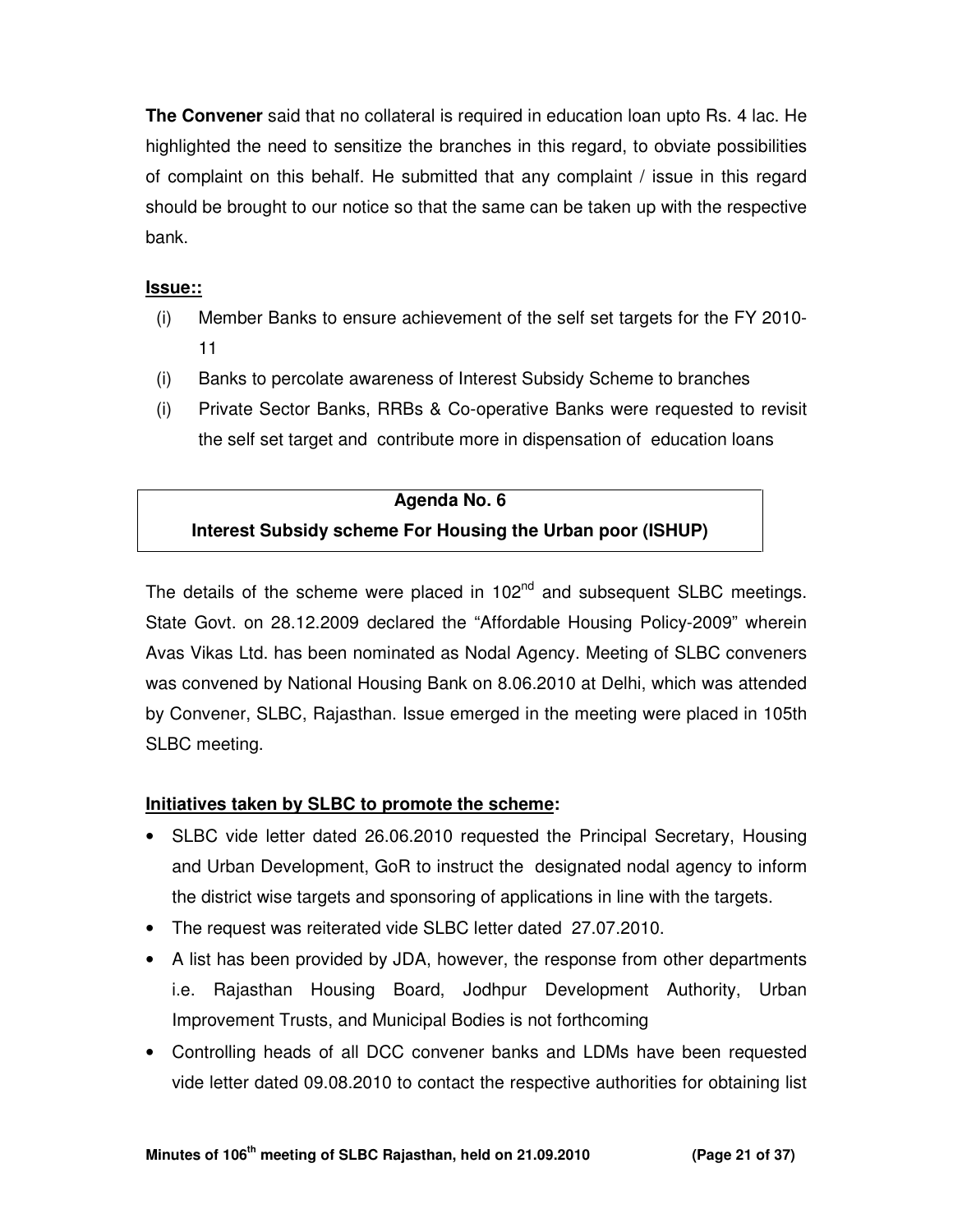**The Convener** said that no collateral is required in education loan upto Rs. 4 lac. He highlighted the need to sensitize the branches in this regard, to obviate possibilities of complaint on this behalf. He submitted that any complaint / issue in this regard should be brought to our notice so that the same can be taken up with the respective bank.

**Issue::**

(i) Member Banks to ensure achievement of the self set targets for the FY 2010-11

(i) Banks to percolate awareness of Interest Subsidy Scheme to branches

(i) Private Sector Banks, RRBs & Co-operative Banks were requested to revisit the self set target and contribute more in dispensation of education loans

## Agenda No. 6
## Interest Subsidy scheme For Housing the Urban poor (ISHUP)

The details of the scheme were placed in 102nd and subsequent SLBC meetings. State Govt. on 28.12.2009 declared the "Affordable Housing Policy-2009" wherein Avas Vikas Ltd. has been nominated as Nodal Agency. Meeting of SLBC conveners was convened by National Housing Bank on 8.06.2010 at Delhi, which was attended by Convener, SLBC, Rajasthan. Issue emerged in the meeting were placed in 105th SLBC meeting.

**Initiatives taken by SLBC to promote the scheme:**

- SLBC vide letter dated 26.06.2010 requested the Principal Secretary, Housing and Urban Development, GoR to instruct the designated nodal agency to inform the district wise targets and sponsoring of applications in line with the targets.
- The request was reiterated vide SLBC letter dated 27.07.2010.
- A list has been provided by JDA, however, the response from other departments i.e. Rajasthan Housing Board, Jodhpur Development Authority, Urban Improvement Trusts, and Municipal Bodies is not forthcoming
- Controlling heads of all DCC convener banks and LDMs have been requested vide letter dated 09.08.2010 to contact the respective authorities for obtaining list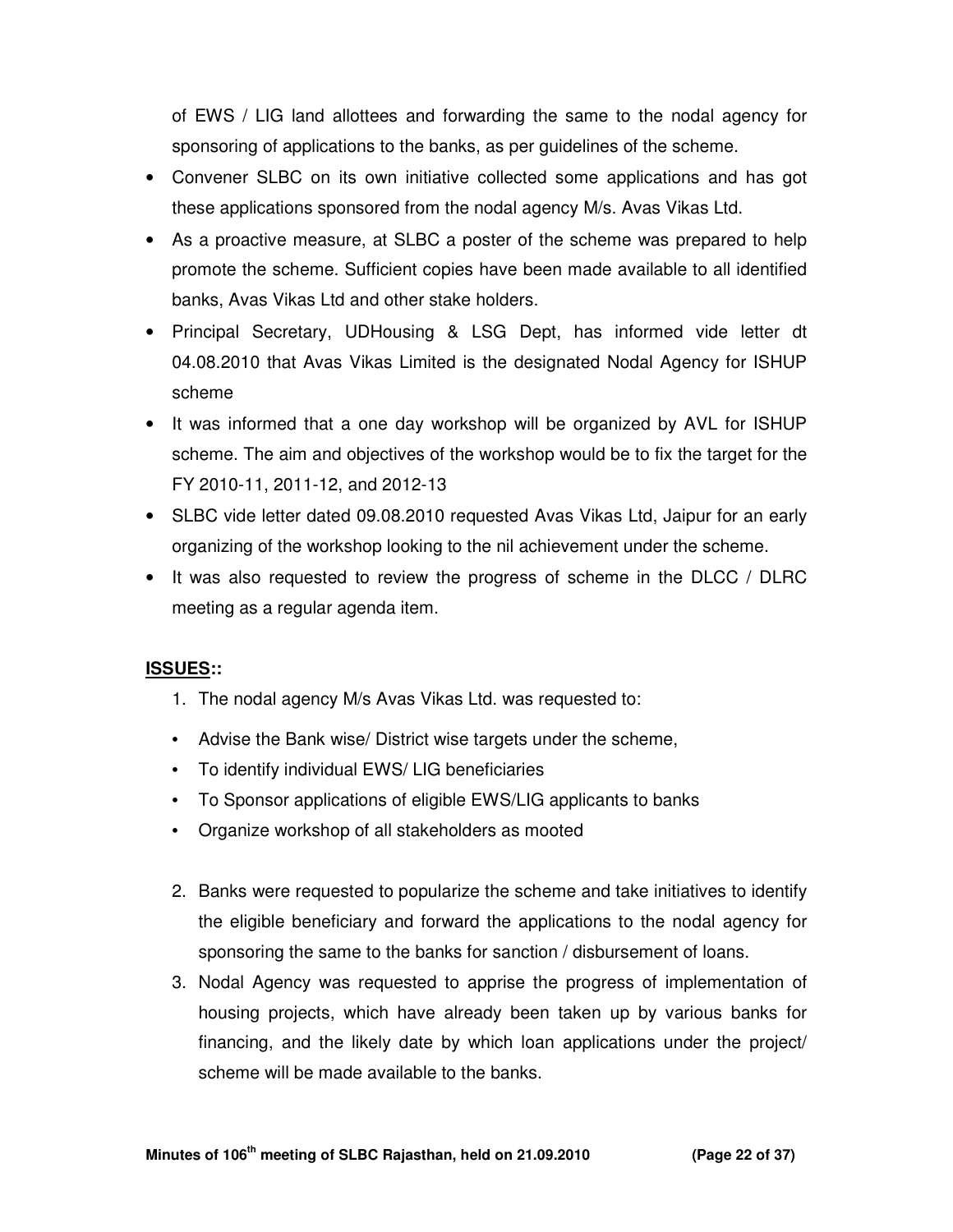of EWS / LIG land allottees and forwarding the same to the nodal agency for sponsoring of applications to the banks, as per guidelines of the scheme.

- Convener SLBC on its own initiative collected some applications and has got these applications sponsored from the nodal agency M/s. Avas Vikas Ltd.
- As a proactive measure, at SLBC a poster of the scheme was prepared to help promote the scheme. Sufficient copies have been made available to all identified banks, Avas Vikas Ltd and other stake holders.
- Principal Secretary, UDHousing & LSG Dept, has informed vide letter dt 04.08.2010 that Avas Vikas Limited is the designated Nodal Agency for ISHUP scheme
- It was informed that a one day workshop will be organized by AVL for ISHUP scheme. The aim and objectives of the workshop would be to fix the target for the FY 2010-11, 2011-12, and 2012-13
- SLBC vide letter dated 09.08.2010 requested Avas Vikas Ltd, Jaipur for an early organizing of the workshop looking to the nil achievement under the scheme.
- It was also requested to review the progress of scheme in the DLCC / DLRC meeting as a regular agenda item.

**ISSUES::**

1. The nodal agency M/s Avas Vikas Ltd. was requested to:
   - Advise the Bank wise/ District wise targets under the scheme,
   - To identify individual EWS/ LIG beneficiaries
   - To Sponsor applications of eligible EWS/LIG applicants to banks
   - Organize workshop of all stakeholders as mooted

2. Banks were requested to popularize the scheme and take initiatives to identify the eligible beneficiary and forward the applications to the nodal agency for sponsoring the same to the banks for sanction / disbursement of loans.
3. Nodal Agency was requested to apprise the progress of implementation of housing projects, which have already been taken up by various banks for financing, and the likely date by which loan applications under the project/ scheme will be made available to the banks.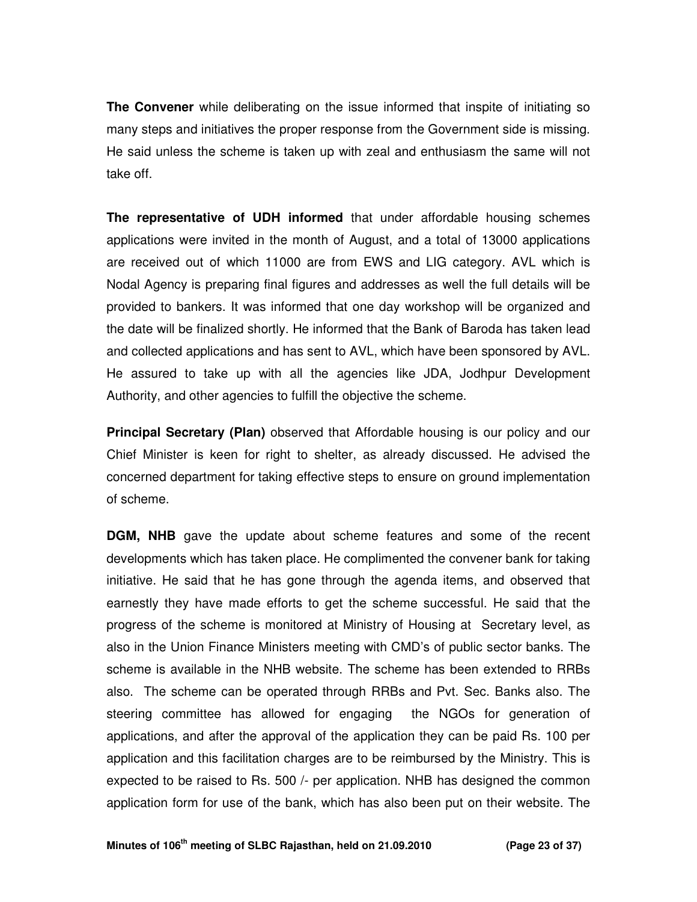**The Convener** while deliberating on the issue informed that inspite of initiating so many steps and initiatives the proper response from the Government side is missing. He said unless the scheme is taken up with zeal and enthusiasm the same will not take off.

**The representative of UDH informed** that under affordable housing schemes applications were invited in the month of August, and a total of 13000 applications are received out of which 11000 are from EWS and LIG category. AVL which is Nodal Agency is preparing final figures and addresses as well the full details will be provided to bankers. It was informed that one day workshop will be organized and the date will be finalized shortly. He informed that the Bank of Baroda has taken lead and collected applications and has sent to AVL, which have been sponsored by AVL. He assured to take up with all the agencies like JDA, Jodhpur Development Authority, and other agencies to fulfill the objective the scheme.

**Principal Secretary (Plan)** observed that Affordable housing is our policy and our Chief Minister is keen for right to shelter, as already discussed. He advised the concerned department for taking effective steps to ensure on ground implementation of scheme.

**DGM, NHB** gave the update about scheme features and some of the recent developments which has taken place. He complimented the convener bank for taking initiative. He said that he has gone through the agenda items, and observed that earnestly they have made efforts to get the scheme successful. He said that the progress of the scheme is monitored at Ministry of Housing at Secretary level, as also in the Union Finance Ministers meeting with CMD's of public sector banks. The scheme is available in the NHB website. The scheme has been extended to RRBs also. The scheme can be operated through RRBs and Pvt. Sec. Banks also. The steering committee has allowed for engaging the NGOs for generation of applications, and after the approval of the application they can be paid Rs. 100 per application and this facilitation charges are to be reimbursed by the Ministry. This is expected to be raised to Rs. 500 /- per application. NHB has designed the common application form for use of the bank, which has also been put on their website. The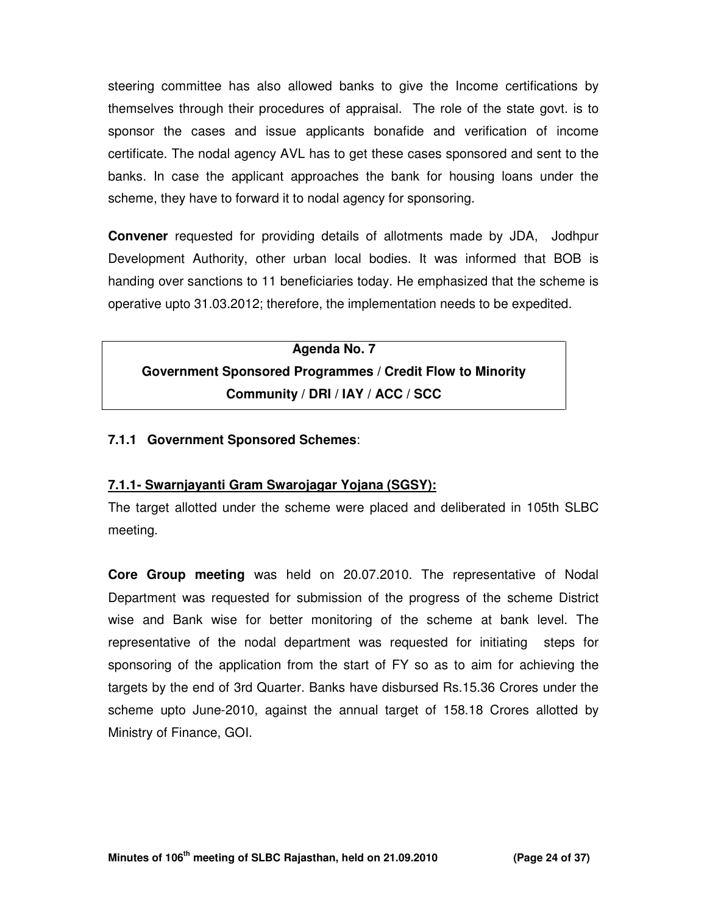steering committee has also allowed banks to give the Income certifications by themselves through their procedures of appraisal. The role of the state govt. is to sponsor the cases and issue applicants bonafide and verification of income certificate. The nodal agency AVL has to get these cases sponsored and sent to the banks. In case the applicant approaches the bank for housing loans under the scheme, they have to forward it to nodal agency for sponsoring.

**Convener** requested for providing details of allotments made by JDA, Jodhpur Development Authority, other urban local bodies. It was informed that BOB is handing over sanctions to 11 beneficiaries today. He emphasized that the scheme is operative upto 31.03.2012; therefore, the implementation needs to be expedited.

## Agenda No. 7
## Government Sponsored Programmes / Credit Flow to Minority Community / DRI / IAY / ACC / SCC

### 7.1.1 Government Sponsored Schemes:

### 7.1.1- Swarnjayanti Gram Swarojagar Yojana (SGSY):

The target allotted under the scheme were placed and deliberated in 105th SLBC meeting.

**Core Group meeting** was held on 20.07.2010. The representative of Nodal Department was requested for submission of the progress of the scheme District wise and Bank wise for better monitoring of the scheme at bank level. The representative of the nodal department was requested for initiating steps for sponsoring of the application from the start of FY so as to aim for achieving the targets by the end of 3rd Quarter. Banks have disbursed Rs.15.36 Crores under the scheme upto June-2010, against the annual target of 158.18 Crores allotted by Ministry of Finance, GOI.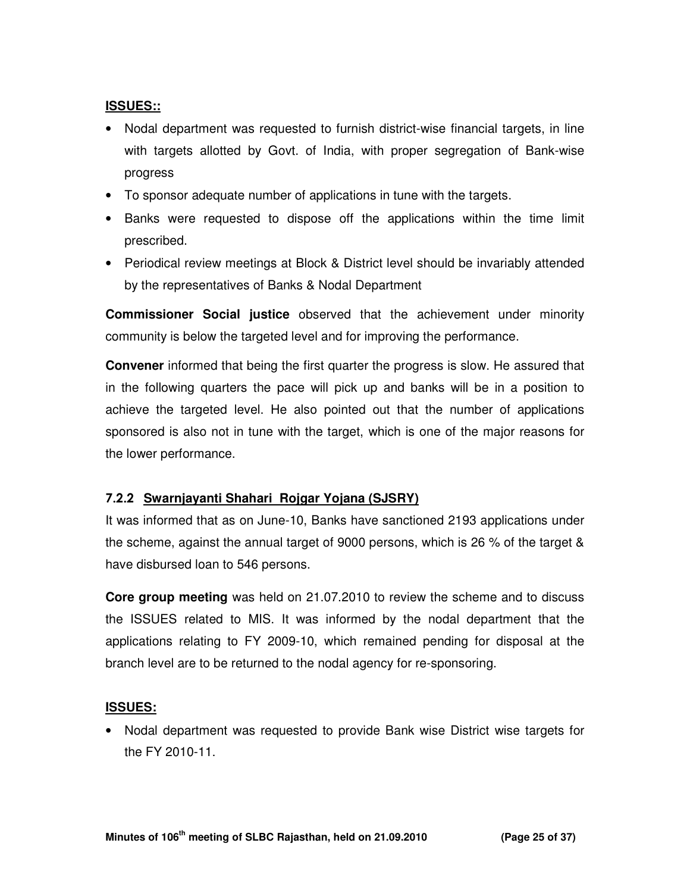**ISSUES::**

- Nodal department was requested to furnish district-wise financial targets, in line with targets allotted by Govt. of India, with proper segregation of Bank-wise progress
- To sponsor adequate number of applications in tune with the targets.
- Banks were requested to dispose off the applications within the time limit prescribed.
- Periodical review meetings at Block & District level should be invariably attended by the representatives of Banks & Nodal Department

**Commissioner Social justice** observed that the achievement under minority community is below the targeted level and for improving the performance.

**Convener** informed that being the first quarter the progress is slow. He assured that in the following quarters the pace will pick up and banks will be in a position to achieve the targeted level. He also pointed out that the number of applications sponsored is also not in tune with the target, which is one of the major reasons for the lower performance.

### 7.2.2 Swarnjayanti Shahari Rojgar Yojana (SJSRY)

It was informed that as on June-10, Banks have sanctioned 2193 applications under the scheme, against the annual target of 9000 persons, which is 26 % of the target & have disbursed loan to 546 persons.

**Core group meeting** was held on 21.07.2010 to review the scheme and to discuss the ISSUES related to MIS. It was informed by the nodal department that the applications relating to FY 2009-10, which remained pending for disposal at the branch level are to be returned to the nodal agency for re-sponsoring.

**ISSUES:**

- Nodal department was requested to provide Bank wise District wise targets for the FY 2010-11.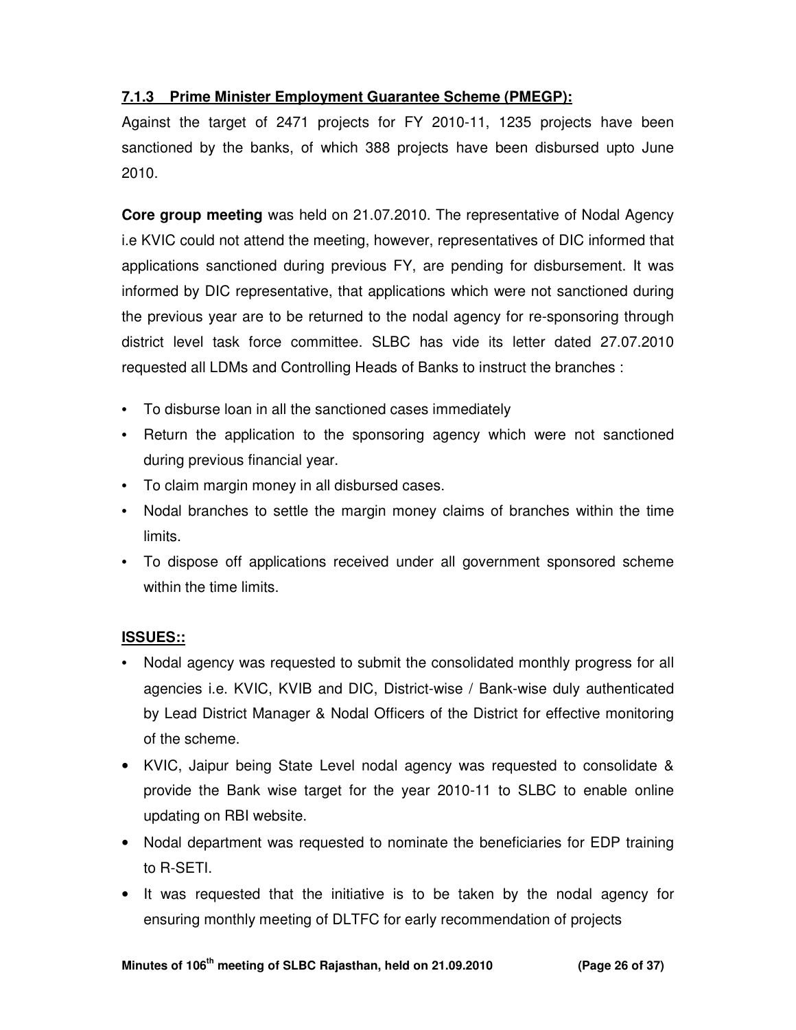### 7.1.3 Prime Minister Employment Guarantee Scheme (PMEGP):

Against the target of 2471 projects for FY 2010-11, 1235 projects have been sanctioned by the banks, of which 388 projects have been disbursed upto June 2010.

**Core group meeting** was held on 21.07.2010. The representative of Nodal Agency i.e KVIC could not attend the meeting, however, representatives of DIC informed that applications sanctioned during previous FY, are pending for disbursement. It was informed by DIC representative, that applications which were not sanctioned during the previous year are to be returned to the nodal agency for re-sponsoring through district level task force committee. SLBC has vide its letter dated 27.07.2010 requested all LDMs and Controlling Heads of Banks to instruct the branches :

- To disburse loan in all the sanctioned cases immediately
- Return the application to the sponsoring agency which were not sanctioned during previous financial year.
- To claim margin money in all disbursed cases.
- Nodal branches to settle the margin money claims of branches within the time limits.
- To dispose off applications received under all government sponsored scheme within the time limits.

**ISSUES::**

- Nodal agency was requested to submit the consolidated monthly progress for all agencies i.e. KVIC, KVIB and DIC, District-wise / Bank-wise duly authenticated by Lead District Manager & Nodal Officers of the District for effective monitoring of the scheme.
- KVIC, Jaipur being State Level nodal agency was requested to consolidate & provide the Bank wise target for the year 2010-11 to SLBC to enable online updating on RBI website.
- Nodal department was requested to nominate the beneficiaries for EDP training to R-SETI.
- It was requested that the initiative is to be taken by the nodal agency for ensuring monthly meeting of DLTFC for early recommendation of projects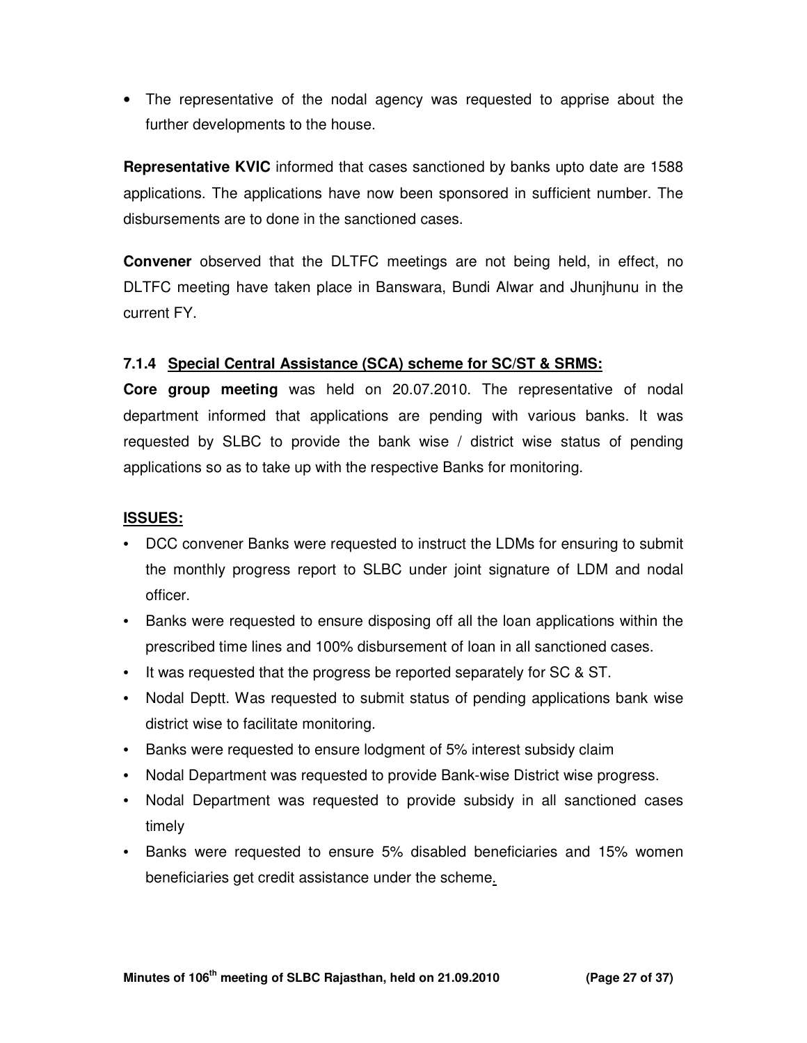- The representative of the nodal agency was requested to apprise about the further developments to the house.

**Representative KVIC** informed that cases sanctioned by banks upto date are 1588 applications. The applications have now been sponsored in sufficient number. The disbursements are to done in the sanctioned cases.

**Convener** observed that the DLTFC meetings are not being held, in effect, no DLTFC meeting have taken place in Banswara, Bundi Alwar and Jhunjhunu in the current FY.

### 7.1.4 Special Central Assistance (SCA) scheme for SC/ST & SRMS:

**Core group meeting** was held on 20.07.2010. The representative of nodal department informed that applications are pending with various banks. It was requested by SLBC to provide the bank wise / district wise status of pending applications so as to take up with the respective Banks for monitoring.

**ISSUES:**

- DCC convener Banks were requested to instruct the LDMs for ensuring to submit the monthly progress report to SLBC under joint signature of LDM and nodal officer.
- Banks were requested to ensure disposing off all the loan applications within the prescribed time lines and 100% disbursement of loan in all sanctioned cases.
- It was requested that the progress be reported separately for SC & ST.
- Nodal Deptt. Was requested to submit status of pending applications bank wise district wise to facilitate monitoring.
- Banks were requested to ensure lodgment of 5% interest subsidy claim
- Nodal Department was requested to provide Bank-wise District wise progress.
- Nodal Department was requested to provide subsidy in all sanctioned cases timely
- Banks were requested to ensure 5% disabled beneficiaries and 15% women beneficiaries get credit assistance under the scheme.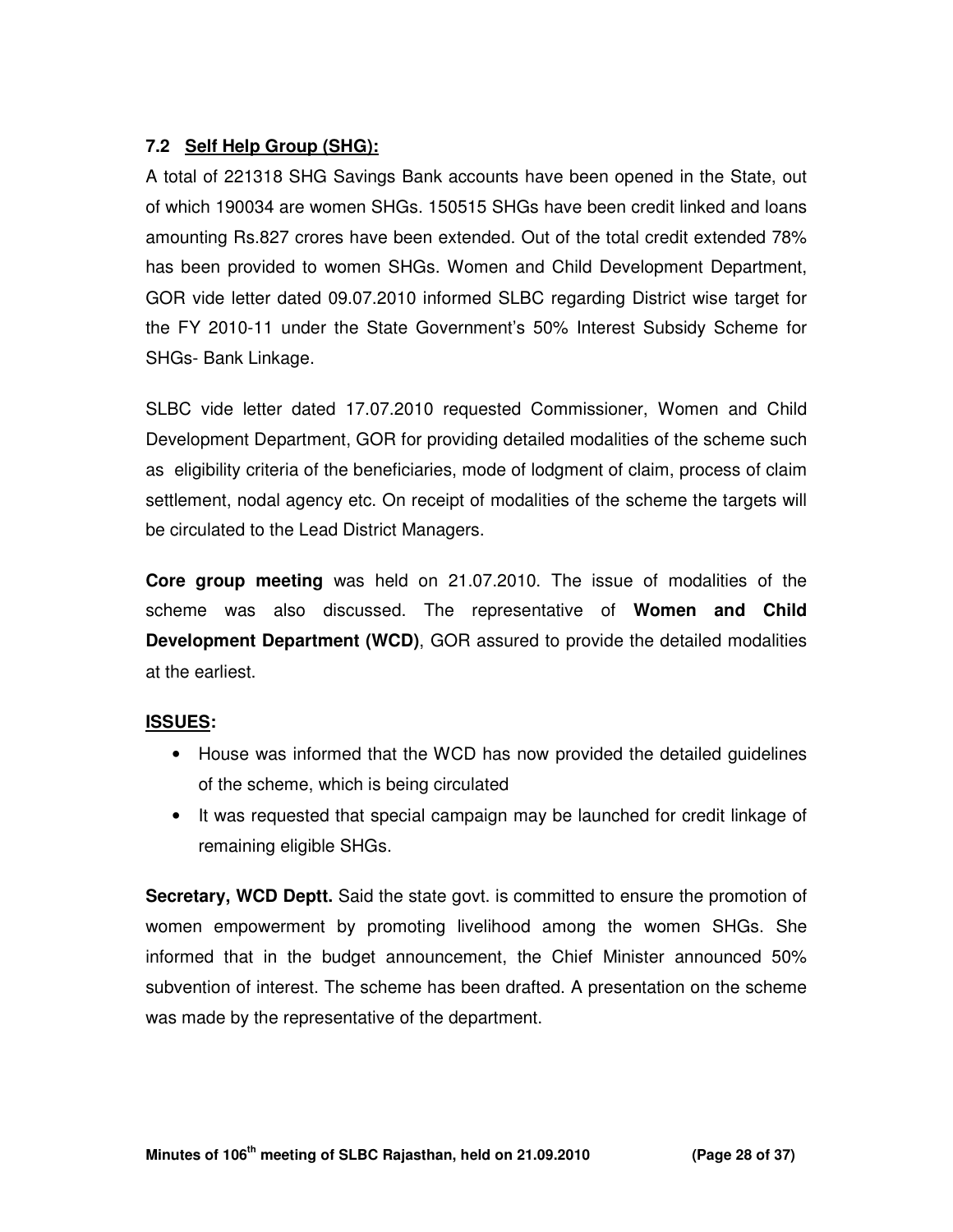### 7.2 <u>Self Help Group (SHG):</u>

A total of 221318 SHG Savings Bank accounts have been opened in the State, out of which 190034 are women SHGs. 150515 SHGs have been credit linked and loans amounting Rs.827 crores have been extended. Out of the total credit extended 78% has been provided to women SHGs. Women and Child Development Department, GOR vide letter dated 09.07.2010 informed SLBC regarding District wise target for the FY 2010-11 under the State Government's 50% Interest Subsidy Scheme for SHGs- Bank Linkage.

SLBC vide letter dated 17.07.2010 requested Commissioner, Women and Child Development Department, GOR for providing detailed modalities of the scheme such as eligibility criteria of the beneficiaries, mode of lodgment of claim, process of claim settlement, nodal agency etc. On receipt of modalities of the scheme the targets will be circulated to the Lead District Managers.

**Core group meeting** was held on 21.07.2010. The issue of modalities of the scheme was also discussed. The representative of **Women and Child Development Department (WCD)**, GOR assured to provide the detailed modalities at the earliest.

**<u>ISSUES</u>:**

- House was informed that the WCD has now provided the detailed guidelines of the scheme, which is being circulated
- It was requested that special campaign may be launched for credit linkage of remaining eligible SHGs.

**Secretary, WCD Deptt.** Said the state govt. is committed to ensure the promotion of women empowerment by promoting livelihood among the women SHGs. She informed that in the budget announcement, the Chief Minister announced 50% subvention of interest. The scheme has been drafted. A presentation on the scheme was made by the representative of the department.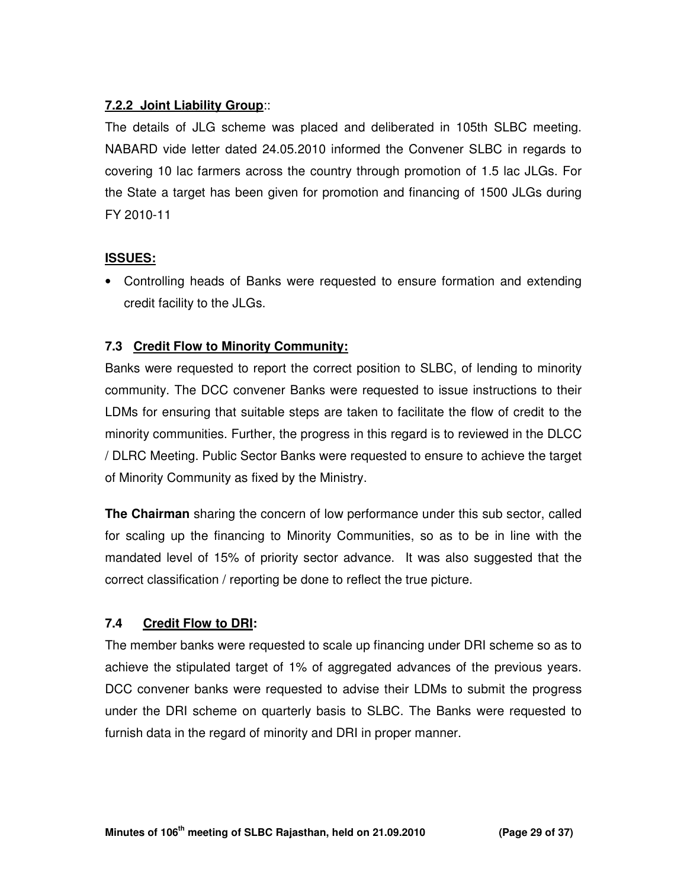**7.2.2 Joint Liability Group**::

The details of JLG scheme was placed and deliberated in 105th SLBC meeting. NABARD vide letter dated 24.05.2010 informed the Convener SLBC in regards to covering 10 lac farmers across the country through promotion of 1.5 lac JLGs. For the State a target has been given for promotion and financing of 1500 JLGs during FY 2010-11

**ISSUES:**

- Controlling heads of Banks were requested to ensure formation and extending credit facility to the JLGs.

### 7.3 Credit Flow to Minority Community:

Banks were requested to report the correct position to SLBC, of lending to minority community. The DCC convener Banks were requested to issue instructions to their LDMs for ensuring that suitable steps are taken to facilitate the flow of credit to the minority communities. Further, the progress in this regard is to reviewed in the DLCC / DLRC Meeting. Public Sector Banks were requested to ensure to achieve the target of Minority Community as fixed by the Ministry.

**The Chairman** sharing the concern of low performance under this sub sector, called for scaling up the financing to Minority Communities, so as to be in line with the mandated level of 15% of priority sector advance. It was also suggested that the correct classification / reporting be done to reflect the true picture.

### 7.4 Credit Flow to DRI:

The member banks were requested to scale up financing under DRI scheme so as to achieve the stipulated target of 1% of aggregated advances of the previous years. DCC convener banks were requested to advise their LDMs to submit the progress under the DRI scheme on quarterly basis to SLBC. The Banks were requested to furnish data in the regard of minority and DRI in proper manner.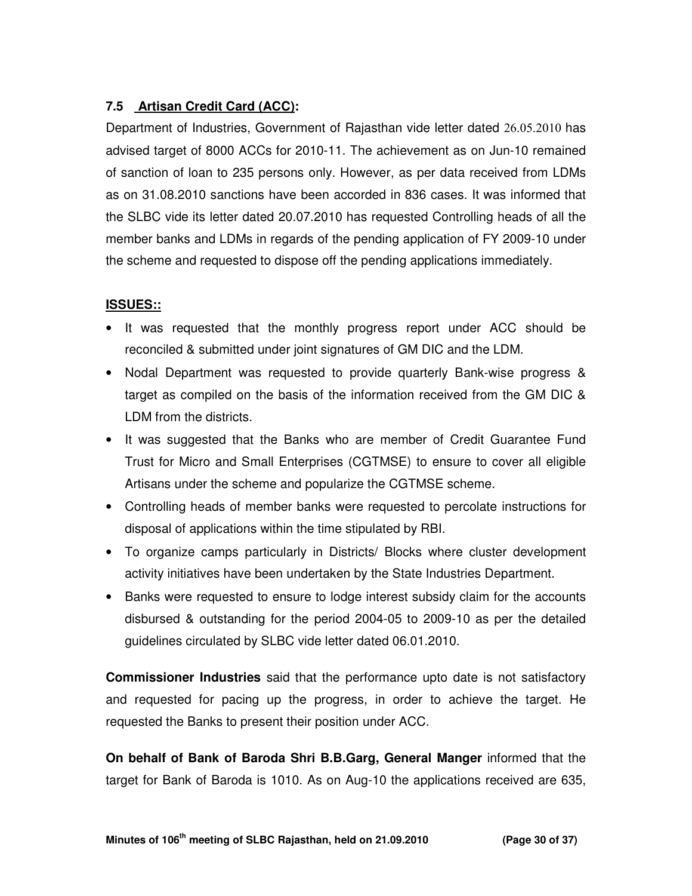### 7.5 Artisan Credit Card (ACC):

Department of Industries, Government of Rajasthan vide letter dated 26.05.2010 has advised target of 8000 ACCs for 2010-11. The achievement as on Jun-10 remained of sanction of loan to 235 persons only. However, as per data received from LDMs as on 31.08.2010 sanctions have been accorded in 836 cases. It was informed that the SLBC vide its letter dated 20.07.2010 has requested Controlling heads of all the member banks and LDMs in regards of the pending application of FY 2009-10 under the scheme and requested to dispose off the pending applications immediately.

**ISSUES::**

- It was requested that the monthly progress report under ACC should be reconciled & submitted under joint signatures of GM DIC and the LDM.
- Nodal Department was requested to provide quarterly Bank-wise progress & target as compiled on the basis of the information received from the GM DIC & LDM from the districts.
- It was suggested that the Banks who are member of Credit Guarantee Fund Trust for Micro and Small Enterprises (CGTMSE) to ensure to cover all eligible Artisans under the scheme and popularize the CGTMSE scheme.
- Controlling heads of member banks were requested to percolate instructions for disposal of applications within the time stipulated by RBI.
- To organize camps particularly in Districts/ Blocks where cluster development activity initiatives have been undertaken by the State Industries Department.
- Banks were requested to ensure to lodge interest subsidy claim for the accounts disbursed & outstanding for the period 2004-05 to 2009-10 as per the detailed guidelines circulated by SLBC vide letter dated 06.01.2010.

**Commissioner Industries** said that the performance upto date is not satisfactory and requested for pacing up the progress, in order to achieve the target. He requested the Banks to present their position under ACC.

**On behalf of Bank of Baroda Shri B.B.Garg, General Manger** informed that the target for Bank of Baroda is 1010. As on Aug-10 the applications received are 635,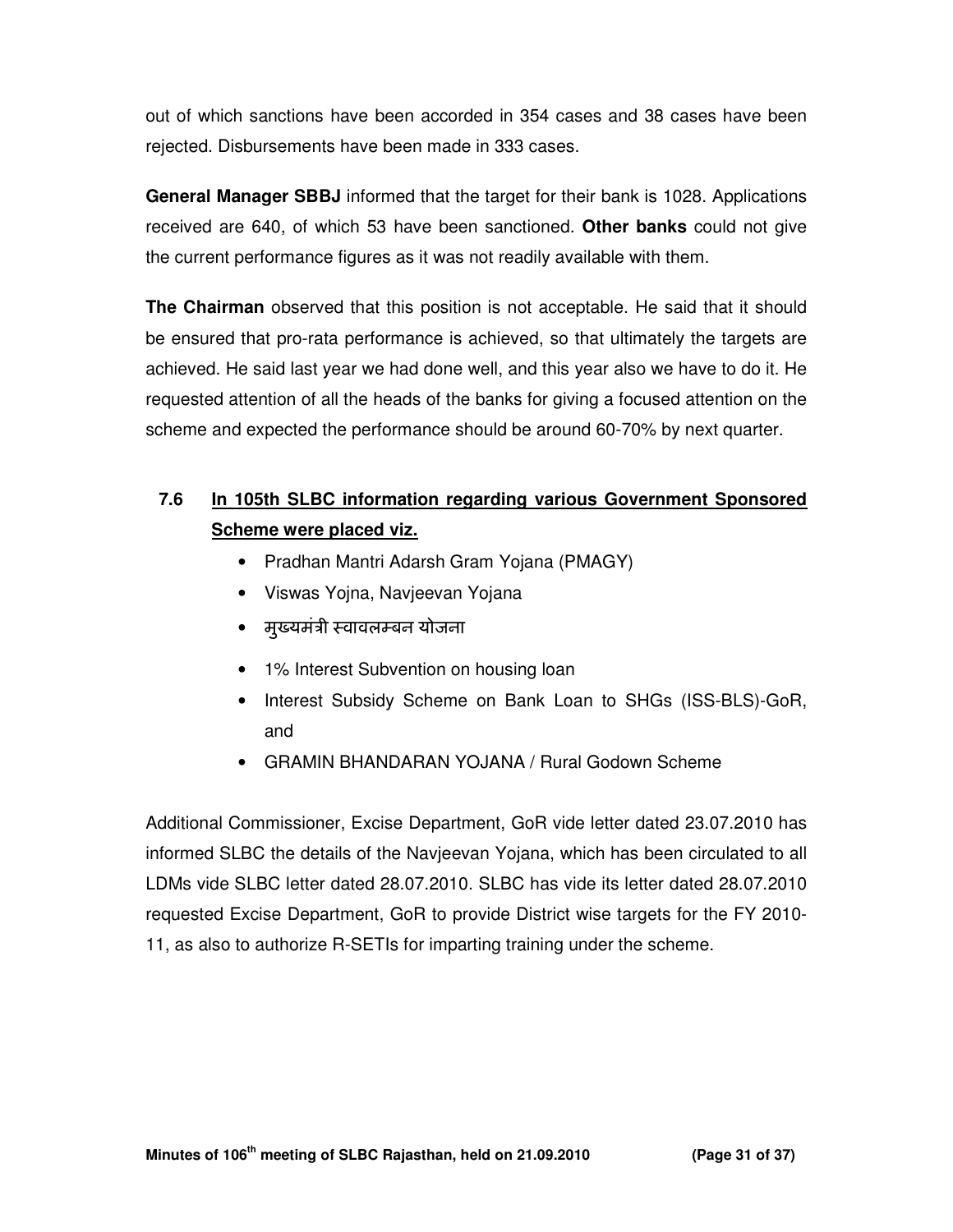out of which sanctions have been accorded in 354 cases and 38 cases have been rejected. Disbursements have been made in 333 cases.

**General Manager SBBJ** informed that the target for their bank is 1028. Applications received are 640, of which 53 have been sanctioned. **Other banks** could not give the current performance figures as it was not readily available with them.

**The Chairman** observed that this position is not acceptable. He said that it should be ensured that pro-rata performance is achieved, so that ultimately the targets are achieved. He said last year we had done well, and this year also we have to do it. He requested attention of all the heads of the banks for giving a focused attention on the scheme and expected the performance should be around 60-70% by next quarter.

### 7.6 In 105th SLBC information regarding various Government Sponsored Scheme were placed viz.

- Pradhan Mantri Adarsh Gram Yojana (PMAGY)
- Viswas Yojna, Navjeevan Yojana
- मुख्यमंत्री स्वावलम्बन योजना
- 1% Interest Subvention on housing loan
- Interest Subsidy Scheme on Bank Loan to SHGs (ISS-BLS)-GoR, and
- GRAMIN BHANDARAN YOJANA / Rural Godown Scheme

Additional Commissioner, Excise Department, GoR vide letter dated 23.07.2010 has informed SLBC the details of the Navjeevan Yojana, which has been circulated to all LDMs vide SLBC letter dated 28.07.2010. SLBC has vide its letter dated 28.07.2010 requested Excise Department, GoR to provide District wise targets for the FY 2010-11, as also to authorize R-SETIs for imparting training under the scheme.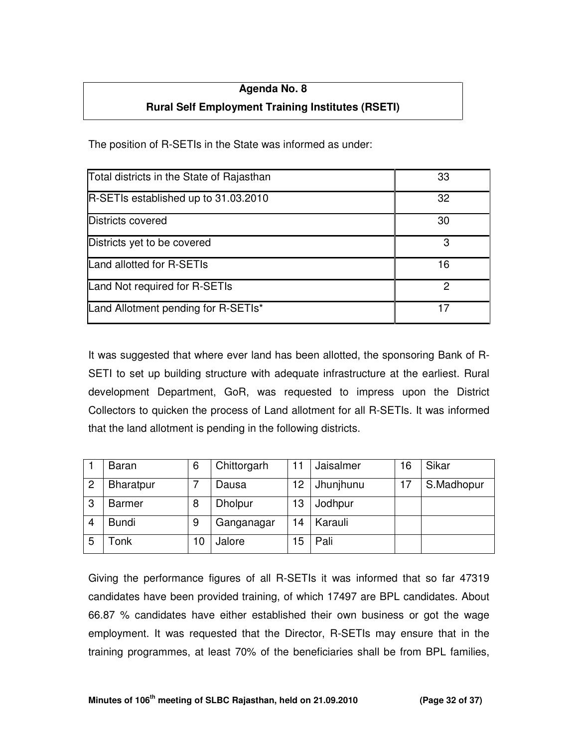**Agenda No. 8**

**Rural Self Employment Training Institutes (RSETI)**

The position of R-SETIs in the State was informed as under:

| | |
|---|---|
| Total districts in the State of Rajasthan | 33 |
| R-SETIs established up to 31.03.2010 | 32 |
| Districts covered | 30 |
| Districts yet to be covered | 3 |
| Land allotted for R-SETIs | 16 |
| Land Not required for R-SETIs | 2 |
| Land Allotment pending for R-SETIs* | 17 |

It was suggested that where ever land has been allotted, the sponsoring Bank of R-SETI to set up building structure with adequate infrastructure at the earliest. Rural development Department, GoR, was requested to impress upon the District Collectors to quicken the process of Land allotment for all R-SETIs. It was informed that the land allotment is pending in the following districts.

| | | | | | | | |
|---|---|---|---|---|---|---|---|
| 1 | Baran | 6 | Chittorgarh | 11 | Jaisalmer | 16 | Sikar |
| 2 | Bharatpur | 7 | Dausa | 12 | Jhunjhunu | 17 | S.Madhopur |
| 3 | Barmer | 8 | Dholpur | 13 | Jodhpur | | |
| 4 | Bundi | 9 | Ganganagar | 14 | Karauli | | |
| 5 | Tonk | 10 | Jalore | 15 | Pali | | |

Giving the performance figures of all R-SETIs it was informed that so far 47319 candidates have been provided training, of which 17497 are BPL candidates. About 66.87 % candidates have either established their own business or got the wage employment. It was requested that the Director, R-SETIs may ensure that in the training programmes, at least 70% of the beneficiaries shall be from BPL families,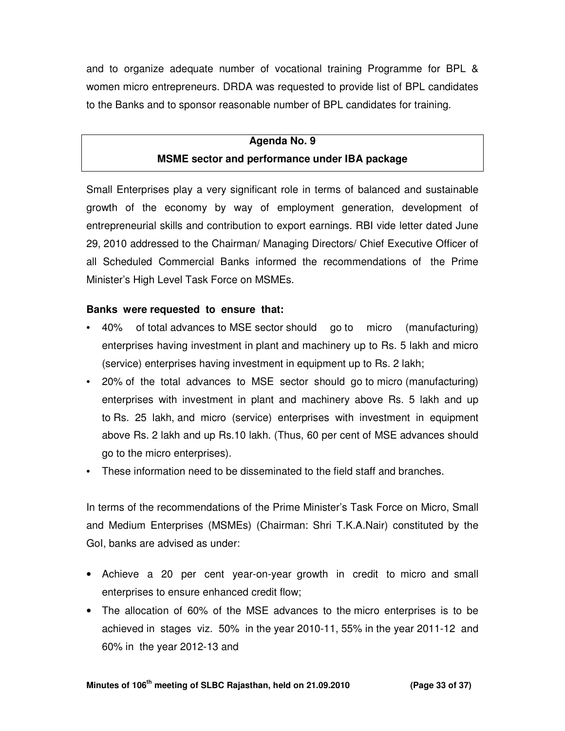and to organize adequate number of vocational training Programme for BPL & women micro entrepreneurs. DRDA was requested to provide list of BPL candidates to the Banks and to sponsor reasonable number of BPL candidates for training.

## Agenda No. 9
## MSME sector and performance under IBA package

Small Enterprises play a very significant role in terms of balanced and sustainable growth of the economy by way of employment generation, development of entrepreneurial skills and contribution to export earnings. RBI vide letter dated June 29, 2010 addressed to the Chairman/ Managing Directors/ Chief Executive Officer of all Scheduled Commercial Banks informed the recommendations of the Prime Minister's High Level Task Force on MSMEs.

**Banks were requested to ensure that:**

- 40% of total advances to MSE sector should go to micro (manufacturing) enterprises having investment in plant and machinery up to Rs. 5 lakh and micro (service) enterprises having investment in equipment up to Rs. 2 lakh;
- 20% of the total advances to MSE sector should go to micro (manufacturing) enterprises with investment in plant and machinery above Rs. 5 lakh and up to Rs. 25 lakh, and micro (service) enterprises with investment in equipment above Rs. 2 lakh and up Rs.10 lakh. (Thus, 60 per cent of MSE advances should go to the micro enterprises).
- These information need to be disseminated to the field staff and branches.

In terms of the recommendations of the Prime Minister's Task Force on Micro, Small and Medium Enterprises (MSMEs) (Chairman: Shri T.K.A.Nair) constituted by the GoI, banks are advised as under:

- Achieve a 20 per cent year-on-year growth in credit to micro and small enterprises to ensure enhanced credit flow;
- The allocation of 60% of the MSE advances to the micro enterprises is to be achieved in stages viz. 50% in the year 2010-11, 55% in the year 2011-12 and 60% in the year 2012-13 and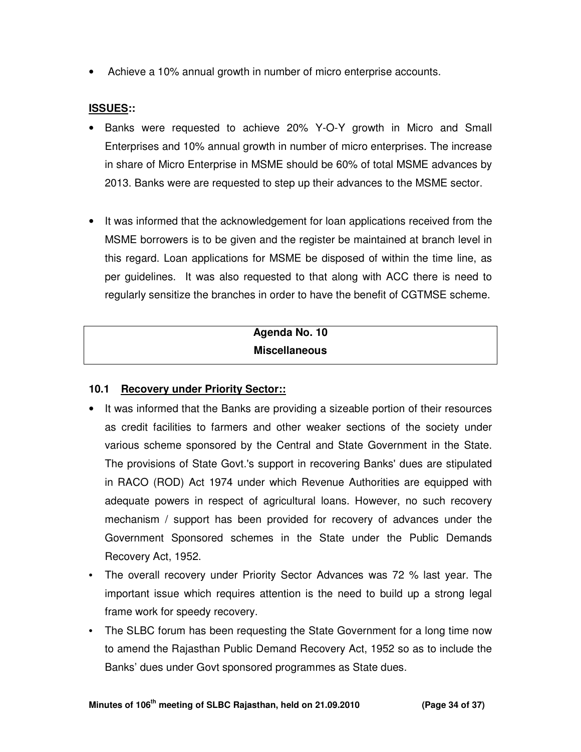- Achieve a 10% annual growth in number of micro enterprise accounts.

**ISSUES::**

- Banks were requested to achieve 20% Y-O-Y growth in Micro and Small Enterprises and 10% annual growth in number of micro enterprises. The increase in share of Micro Enterprise in MSME should be 60% of total MSME advances by 2013. Banks were are requested to step up their advances to the MSME sector.

- It was informed that the acknowledgement for loan applications received from the MSME borrowers is to be given and the register be maintained at branch level in this regard. Loan applications for MSME be disposed of within the time line, as per guidelines. It was also requested to that along with ACC there is need to regularly sensitize the branches in order to have the benefit of CGTMSE scheme.

## Agenda No. 10
## Miscellaneous

### 10.1 Recovery under Priority Sector::

- It was informed that the Banks are providing a sizeable portion of their resources as credit facilities to farmers and other weaker sections of the society under various scheme sponsored by the Central and State Government in the State. The provisions of State Govt.'s support in recovering Banks' dues are stipulated in RACO (ROD) Act 1974 under which Revenue Authorities are equipped with adequate powers in respect of agricultural loans. However, no such recovery mechanism / support has been provided for recovery of advances under the Government Sponsored schemes in the State under the Public Demands Recovery Act, 1952.
- The overall recovery under Priority Sector Advances was 72 % last year. The important issue which requires attention is the need to build up a strong legal frame work for speedy recovery.
- The SLBC forum has been requesting the State Government for a long time now to amend the Rajasthan Public Demand Recovery Act, 1952 so as to include the Banks' dues under Govt sponsored programmes as State dues.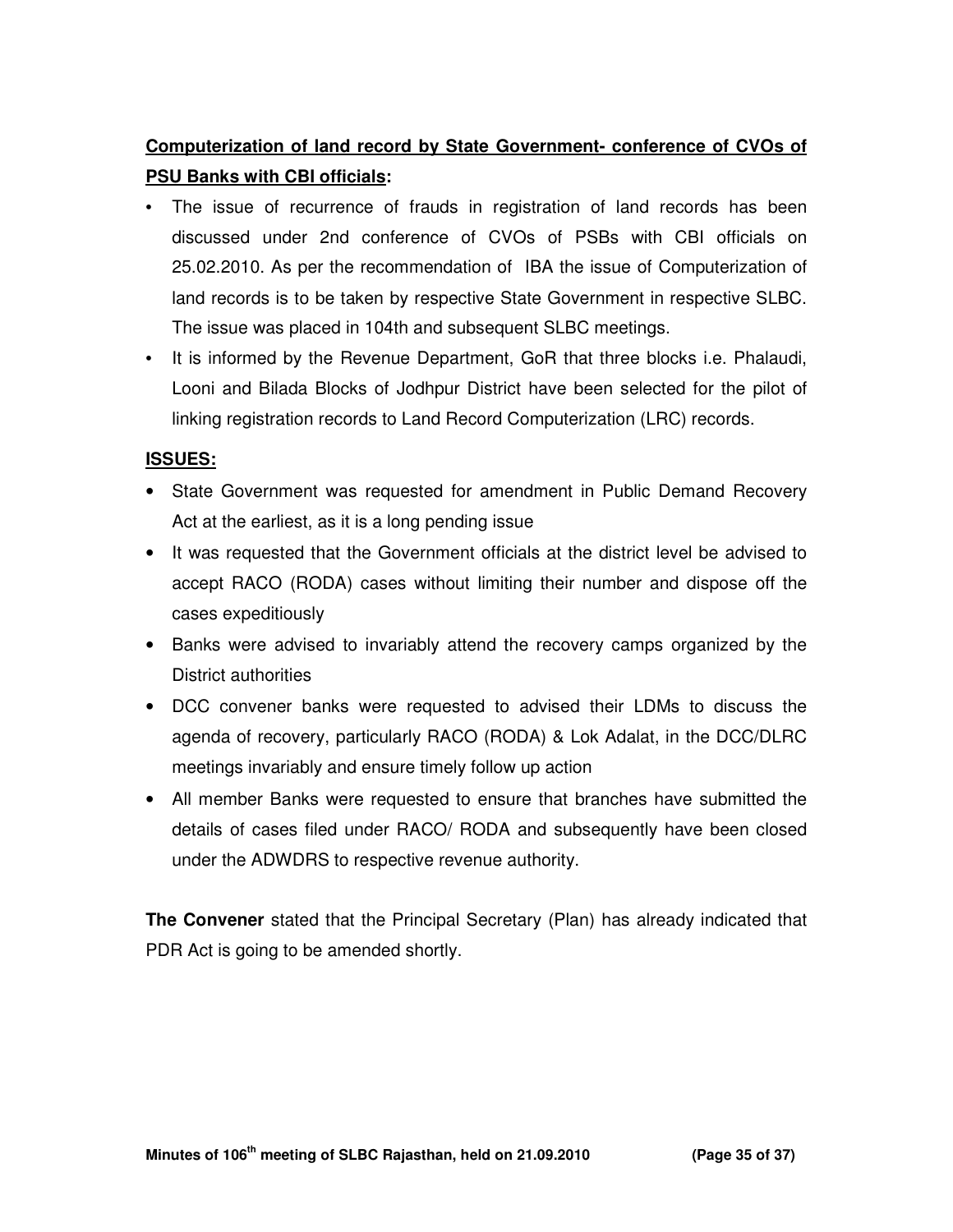**Computerization of land record by State Government- conference of CVOs of PSU Banks with CBI officials:**

- The issue of recurrence of frauds in registration of land records has been discussed under 2nd conference of CVOs of PSBs with CBI officials on 25.02.2010. As per the recommendation of IBA the issue of Computerization of land records is to be taken by respective State Government in respective SLBC. The issue was placed in 104th and subsequent SLBC meetings.
- It is informed by the Revenue Department, GoR that three blocks i.e. Phalaudi, Looni and Bilada Blocks of Jodhpur District have been selected for the pilot of linking registration records to Land Record Computerization (LRC) records.

**ISSUES:**

- State Government was requested for amendment in Public Demand Recovery Act at the earliest, as it is a long pending issue
- It was requested that the Government officials at the district level be advised to accept RACO (RODA) cases without limiting their number and dispose off the cases expeditiously
- Banks were advised to invariably attend the recovery camps organized by the District authorities
- DCC convener banks were requested to advised their LDMs to discuss the agenda of recovery, particularly RACO (RODA) & Lok Adalat, in the DCC/DLRC meetings invariably and ensure timely follow up action
- All member Banks were requested to ensure that branches have submitted the details of cases filed under RACO/ RODA and subsequently have been closed under the ADWDRS to respective revenue authority.

**The Convener** stated that the Principal Secretary (Plan) has already indicated that PDR Act is going to be amended shortly.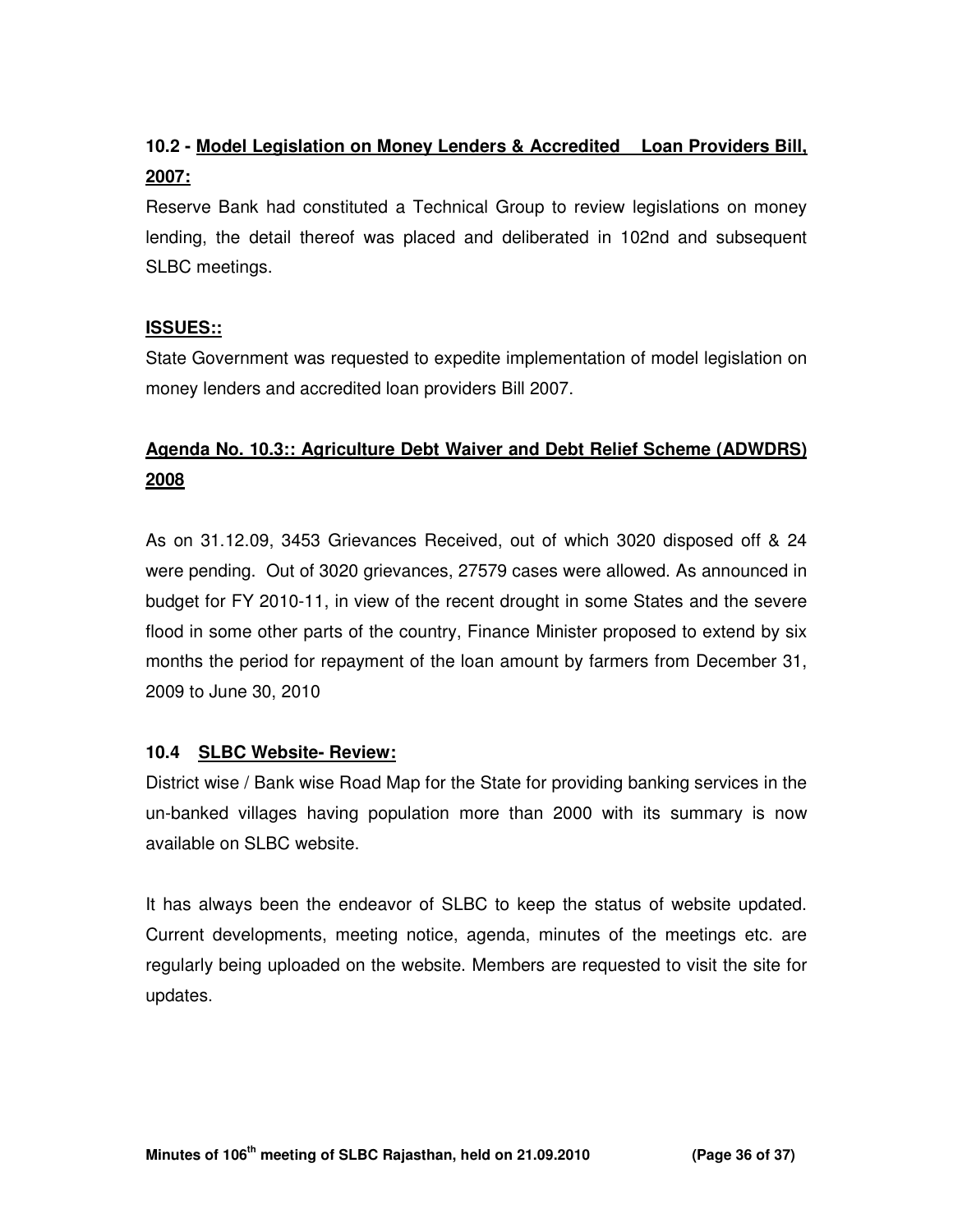### 10.2 - Model Legislation on Money Lenders & Accredited Loan Providers Bill, 2007:

Reserve Bank had constituted a Technical Group to review legislations on money lending, the detail thereof was placed and deliberated in 102nd and subsequent SLBC meetings.

**ISSUES::**

State Government was requested to expedite implementation of model legislation on money lenders and accredited loan providers Bill 2007.

### Agenda No. 10.3:: Agriculture Debt Waiver and Debt Relief Scheme (ADWDRS) 2008

As on 31.12.09, 3453 Grievances Received, out of which 3020 disposed off & 24 were pending. Out of 3020 grievances, 27579 cases were allowed. As announced in budget for FY 2010-11, in view of the recent drought in some States and the severe flood in some other parts of the country, Finance Minister proposed to extend by six months the period for repayment of the loan amount by farmers from December 31, 2009 to June 30, 2010

### 10.4 SLBC Website- Review:

District wise / Bank wise Road Map for the State for providing banking services in the un-banked villages having population more than 2000 with its summary is now available on SLBC website.

It has always been the endeavor of SLBC to keep the status of website updated. Current developments, meeting notice, agenda, minutes of the meetings etc. are regularly being uploaded on the website. Members are requested to visit the site for updates.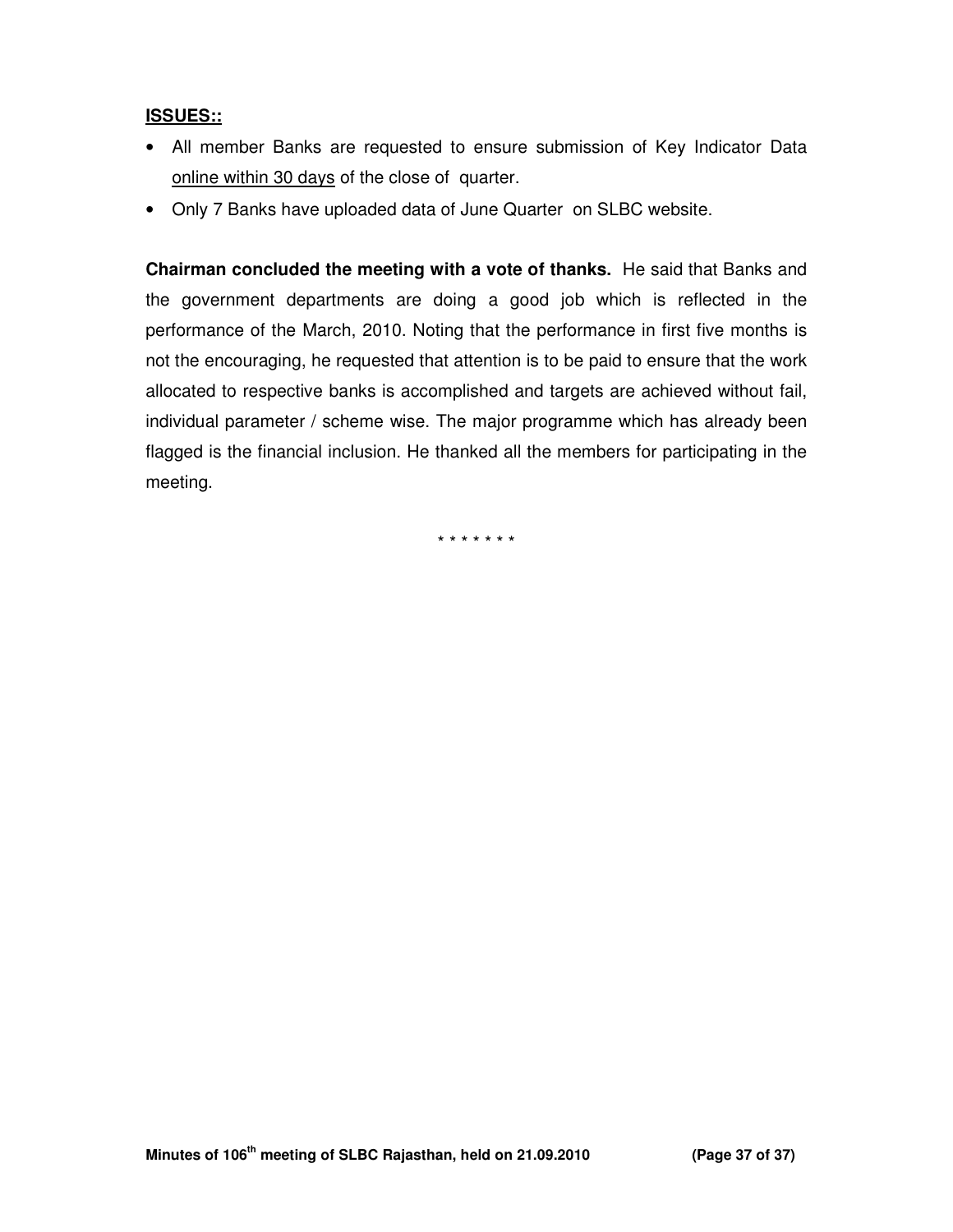**ISSUES::**

- All member Banks are requested to ensure submission of Key Indicator Data online within 30 days of the close of quarter.
- Only 7 Banks have uploaded data of June Quarter on SLBC website.

**Chairman concluded the meeting with a vote of thanks.** He said that Banks and the government departments are doing a good job which is reflected in the performance of the March, 2010. Noting that the performance in first five months is not the encouraging, he requested that attention is to be paid to ensure that the work allocated to respective banks is accomplished and targets are achieved without fail, individual parameter / scheme wise. The major programme which has already been flagged is the financial inclusion. He thanked all the members for participating in the meeting.

* * * * * * *